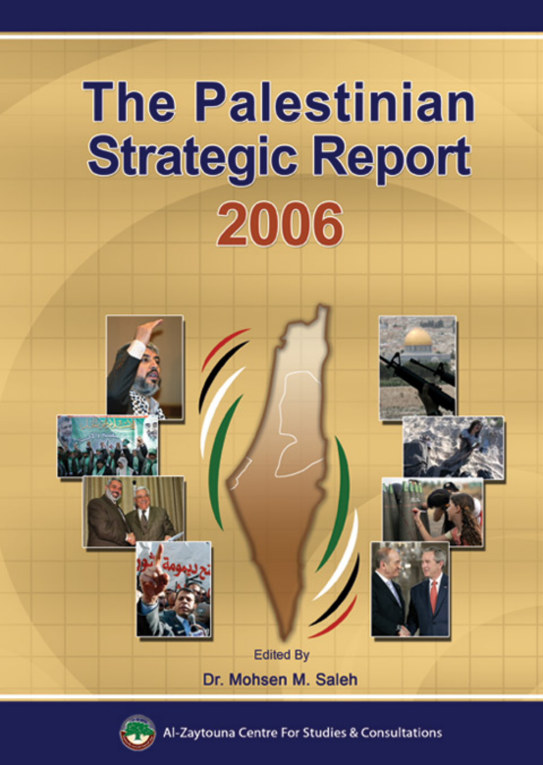# The Palestinian Strategic Report 2006

Edited By

**Dr. Mohsen M. Saleh**

Al-Zaytouna Centre For Studies & Consultations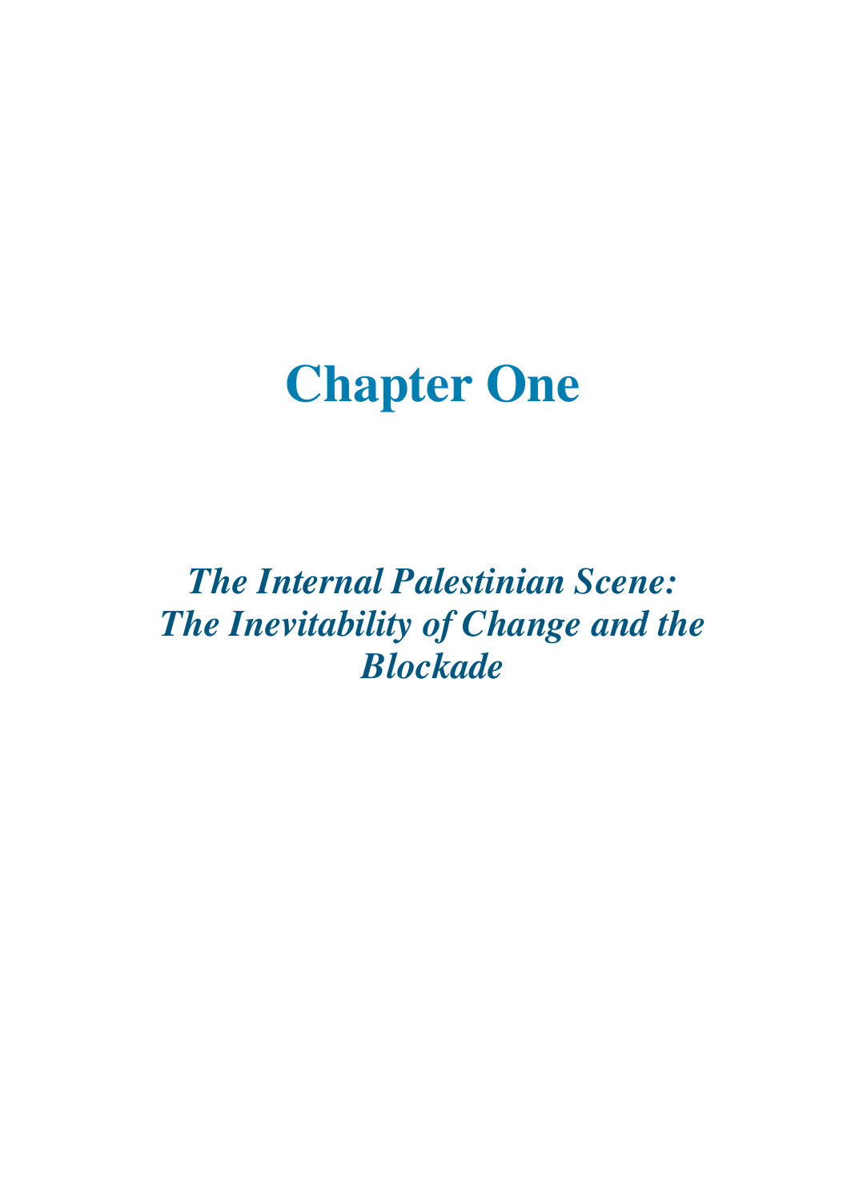# Chapter One

## *The Internal Palestinian Scene: The Inevitability of Change and the Blockade*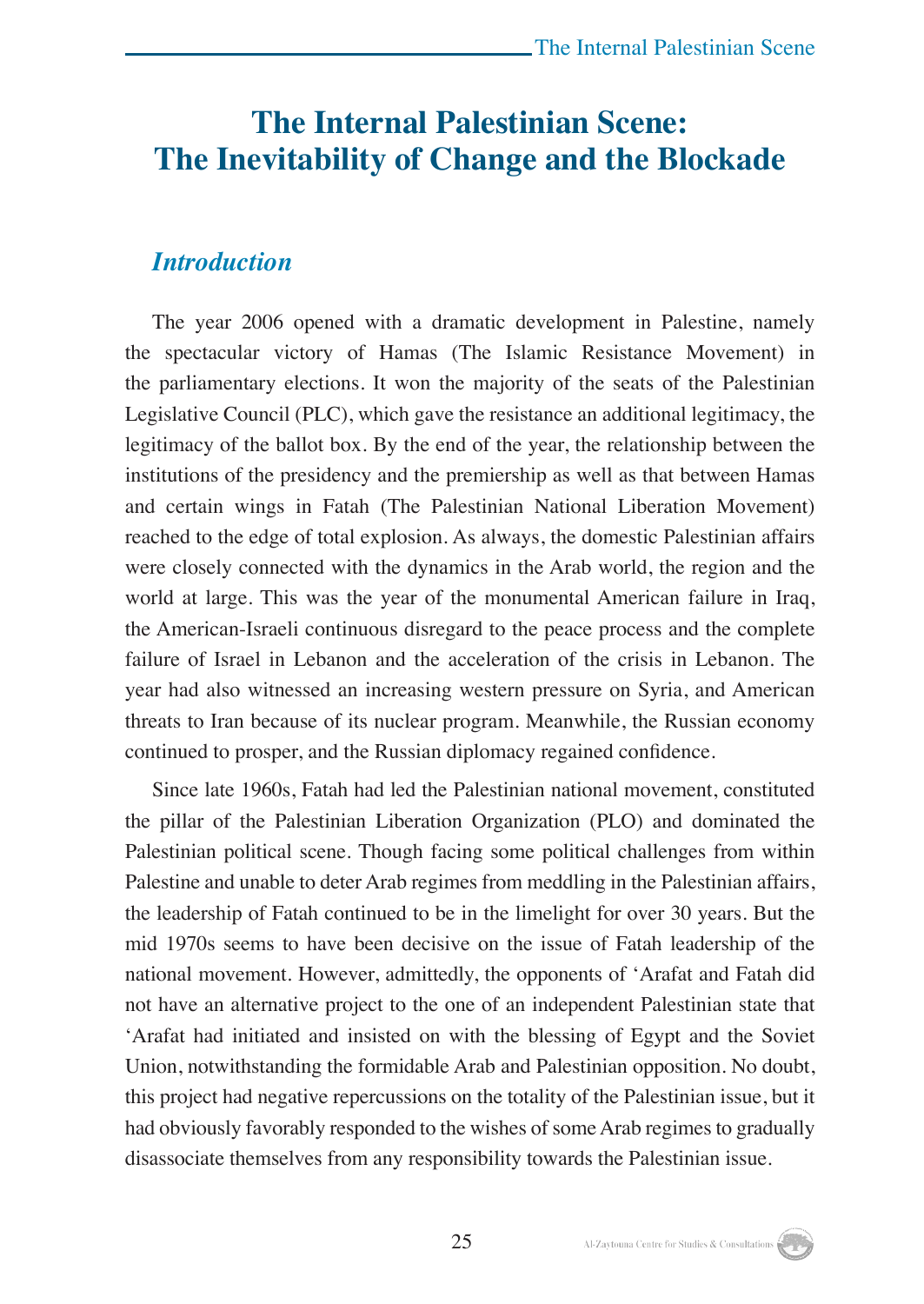# The Internal Palestinian Scene: The Inevitability of Change and the Blockade

## *Introduction*

The year 2006 opened with a dramatic development in Palestine, namely the spectacular victory of Hamas (The Islamic Resistance Movement) in the parliamentary elections. It won the majority of the seats of the Palestinian Legislative Council (PLC), which gave the resistance an additional legitimacy, the legitimacy of the ballot box. By the end of the year, the relationship between the institutions of the presidency and the premiership as well as that between Hamas and certain wings in Fatah (The Palestinian National Liberation Movement) reached to the edge of total explosion. As always, the domestic Palestinian affairs were closely connected with the dynamics in the Arab world, the region and the world at large. This was the year of the monumental American failure in Iraq, the American-Israeli continuous disregard to the peace process and the complete failure of Israel in Lebanon and the acceleration of the crisis in Lebanon. The year had also witnessed an increasing western pressure on Syria, and American threats to Iran because of its nuclear program. Meanwhile, the Russian economy continued to prosper, and the Russian diplomacy regained confidence.

Since late 1960s, Fatah had led the Palestinian national movement, constituted the pillar of the Palestinian Liberation Organization (PLO) and dominated the Palestinian political scene. Though facing some political challenges from within Palestine and unable to deter Arab regimes from meddling in the Palestinian affairs, the leadership of Fatah continued to be in the limelight for over 30 years. But the mid 1970s seems to have been decisive on the issue of Fatah leadership of the national movement. However, admittedly, the opponents of ʻArafat and Fatah did not have an alternative project to the one of an independent Palestinian state that ʻArafat had initiated and insisted on with the blessing of Egypt and the Soviet Union, notwithstanding the formidable Arab and Palestinian opposition. No doubt, this project had negative repercussions on the totality of the Palestinian issue, but it had obviously favorably responded to the wishes of some Arab regimes to gradually disassociate themselves from any responsibility towards the Palestinian issue.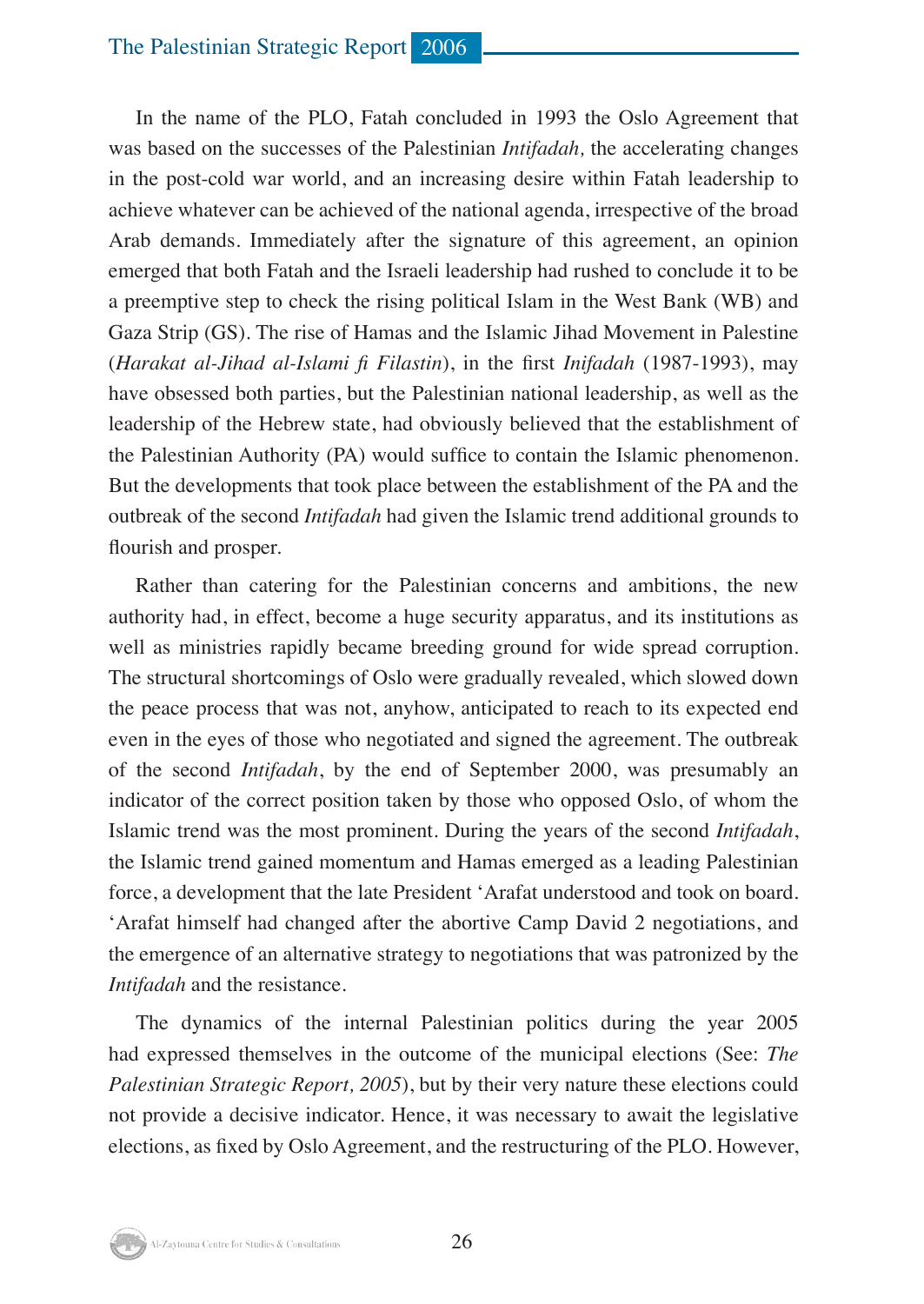In the name of the PLO, Fatah concluded in 1993 the Oslo Agreement that was based on the successes of the Palestinian *Intifadah,* the accelerating changes in the post-cold war world, and an increasing desire within Fatah leadership to achieve whatever can be achieved of the national agenda, irrespective of the broad Arab demands. Immediately after the signature of this agreement, an opinion emerged that both Fatah and the Israeli leadership had rushed to conclude it to be a preemptive step to check the rising political Islam in the West Bank (WB) and Gaza Strip (GS). The rise of Hamas and the Islamic Jihad Movement in Palestine (*Harakat al-Jihad al-Islami fi Filastin*), in the first *Inifadah* (1987-1993), may have obsessed both parties, but the Palestinian national leadership, as well as the leadership of the Hebrew state, had obviously believed that the establishment of the Palestinian Authority (PA) would suffice to contain the Islamic phenomenon. But the developments that took place between the establishment of the PA and the outbreak of the second *Intifadah* had given the Islamic trend additional grounds to flourish and prosper.

Rather than catering for the Palestinian concerns and ambitions, the new authority had, in effect, become a huge security apparatus, and its institutions as well as ministries rapidly became breeding ground for wide spread corruption. The structural shortcomings of Oslo were gradually revealed, which slowed down the peace process that was not, anyhow, anticipated to reach to its expected end even in the eyes of those who negotiated and signed the agreement. The outbreak of the second *Intifadah*, by the end of September 2000, was presumably an indicator of the correct position taken by those who opposed Oslo, of whom the Islamic trend was the most prominent. During the years of the second *Intifadah*, the Islamic trend gained momentum and Hamas emerged as a leading Palestinian force, a development that the late President 'Arafat understood and took on board. 'Arafat himself had changed after the abortive Camp David 2 negotiations, and the emergence of an alternative strategy to negotiations that was patronized by the *Intifadah* and the resistance.

The dynamics of the internal Palestinian politics during the year 2005 had expressed themselves in the outcome of the municipal elections (See: *The Palestinian Strategic Report, 2005*), but by their very nature these elections could not provide a decisive indicator. Hence, it was necessary to await the legislative elections, as fixed by Oslo Agreement, and the restructuring of the PLO. However,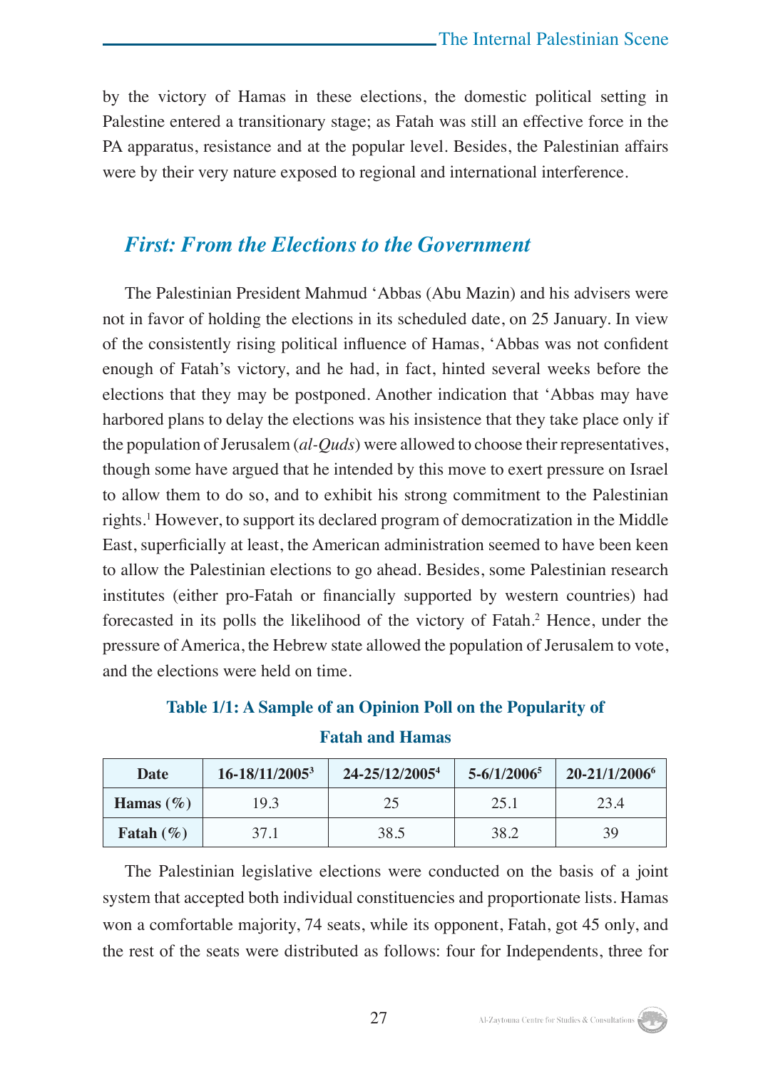by the victory of Hamas in these elections, the domestic political setting in Palestine entered a transitionary stage; as Fatah was still an effective force in the PA apparatus, resistance and at the popular level. Besides, the Palestinian affairs were by their very nature exposed to regional and international interference.

## *First: From the Elections to the Government*

The Palestinian President Mahmud 'Abbas (Abu Mazin) and his advisers were not in favor of holding the elections in its scheduled date, on 25 January. In view of the consistently rising political influence of Hamas, 'Abbas was not confident enough of Fatah's victory, and he had, in fact, hinted several weeks before the elections that they may be postponed. Another indication that 'Abbas may have harbored plans to delay the elections was his insistence that they take place only if the population of Jerusalem (*al-Quds*) were allowed to choose their representatives, though some have argued that he intended by this move to exert pressure on Israel to allow them to do so, and to exhibit his strong commitment to the Palestinian rights.[1] However, to support its declared program of democratization in the Middle East, superficially at least, the American administration seemed to have been keen to allow the Palestinian elections to go ahead. Besides, some Palestinian research institutes (either pro-Fatah or financially supported by western countries) had forecasted in its polls the likelihood of the victory of Fatah.[2] Hence, under the pressure of America, the Hebrew state allowed the population of Jerusalem to vote, and the elections were held on time.

**Table 1/1: A Sample of an Opinion Poll on the Popularity of Fatah and Hamas**

| Date | 16-18/11/2005[3] | 24-25/12/2005[4] | 5-6/1/2006[5] | 20-21/1/2006[6] |
|---|---|---|---|---|
| **Hamas (%)** | 19.3 | 25 | 25.1 | 23.4 |
| **Fatah (%)** | 37.1 | 38.5 | 38.2 | 39 |

The Palestinian legislative elections were conducted on the basis of a joint system that accepted both individual constituencies and proportionate lists. Hamas won a comfortable majority, 74 seats, while its opponent, Fatah, got 45 only, and the rest of the seats were distributed as follows: four for Independents, three for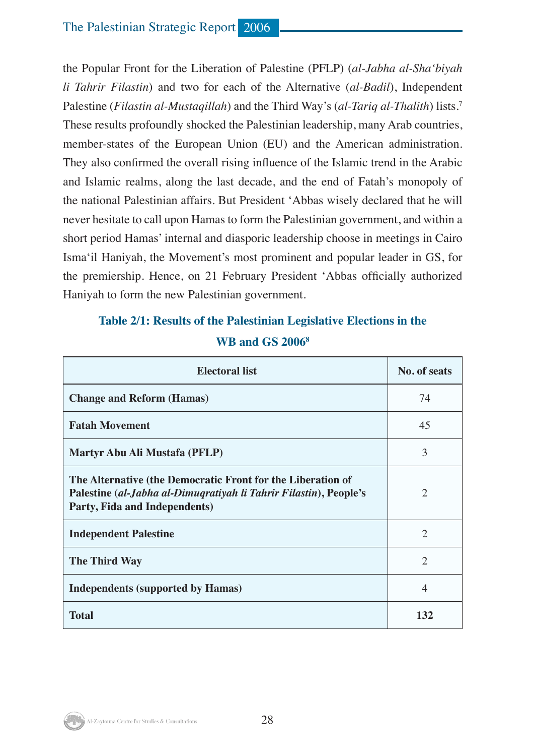the Popular Front for the Liberation of Palestine (PFLP) (*al-Jabha al-Sha'biyah li Tahrir Filastin*) and two for each of the Alternative (*al-Badil*), Independent Palestine (*Filastin al-Mustaqillah*) and the Third Way's (*al-Tariq al-Thalith*) lists.[7] These results profoundly shocked the Palestinian leadership, many Arab countries, member-states of the European Union (EU) and the American administration. They also confirmed the overall rising influence of the Islamic trend in the Arabic and Islamic realms, along the last decade, and the end of Fatah's monopoly of the national Palestinian affairs. But President 'Abbas wisely declared that he will never hesitate to call upon Hamas to form the Palestinian government, and within a short period Hamas' internal and diasporic leadership choose in meetings in Cairo Isma'il Haniyah, the Movement's most prominent and popular leader in GS, for the premiership. Hence, on 21 February President 'Abbas officially authorized Haniyah to form the new Palestinian government.

**Table 2/1: Results of the Palestinian Legislative Elections in the WB and GS 2006[8]**

| Electoral list | No. of seats |
|---|---|
| **Change and Reform (Hamas)** | 74 |
| **Fatah Movement** | 45 |
| **Martyr Abu Ali Mustafa (PFLP)** | 3 |
| **The Alternative (the Democratic Front for the Liberation of Palestine (*al-Jabha al-Dimuqratiyah li Tahrir Filastin*), People's Party, Fida and Independents)** | 2 |
| **Independent Palestine** | 2 |
| **The Third Way** | 2 |
| **Independents (supported by Hamas)** | 4 |
| **Total** | **132** |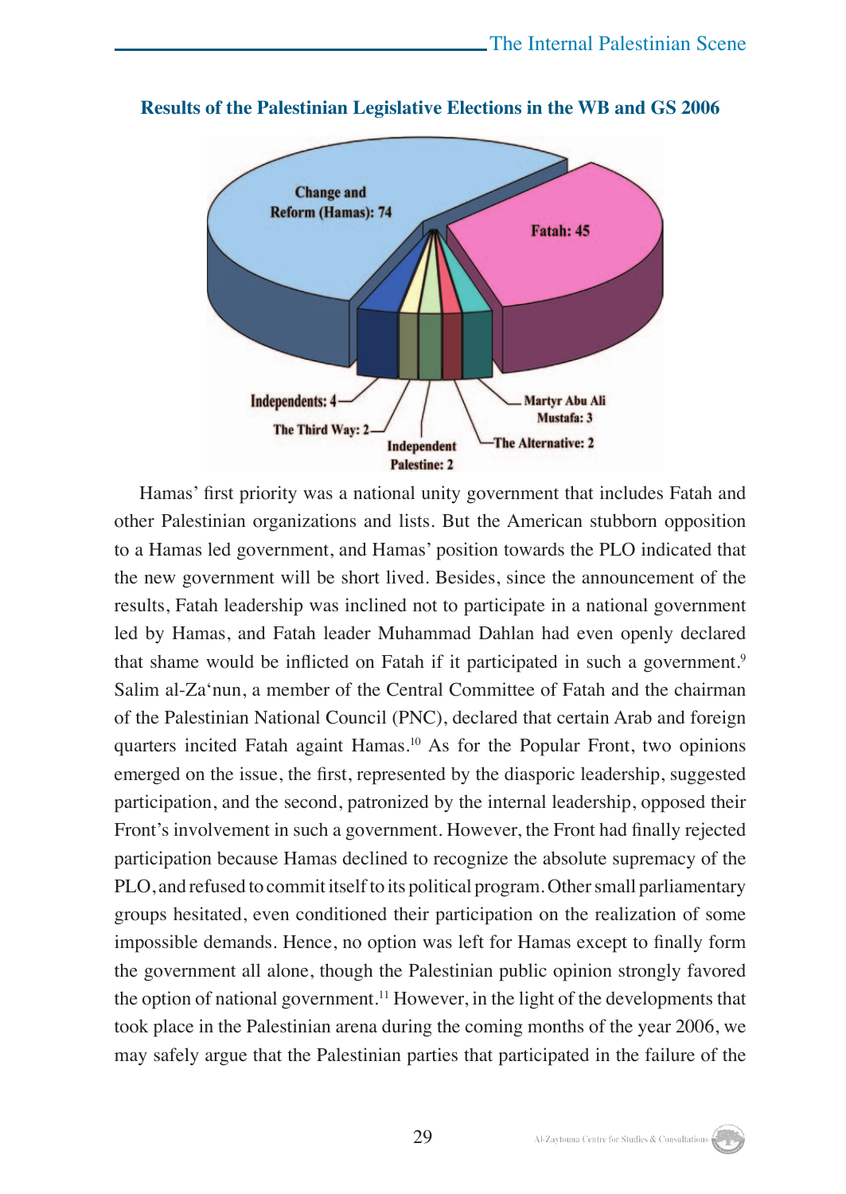**Results of the Palestinian Legislative Elections in the WB and GS 2006**

Change and Reform (Hamas): 74

Fatah: 45

Independents: 4

The Third Way: 2

Independent Palestine: 2

The Alternative: 2

Martyr Abu Ali Mustafa: 3

Hamas' first priority was a national unity government that includes Fatah and other Palestinian organizations and lists. But the American stubborn opposition to a Hamas led government, and Hamas' position towards the PLO indicated that the new government will be short lived. Besides, since the announcement of the results, Fatah leadership was inclined not to participate in a national government led by Hamas, and Fatah leader Muhammad Dahlan had even openly declared that shame would be inflicted on Fatah if it participated in such a government.[9] Salim al-Za'nun, a member of the Central Committee of Fatah and the chairman of the Palestinian National Council (PNC), declared that certain Arab and foreign quarters incited Fatah againt Hamas.[10] As for the Popular Front, two opinions emerged on the issue, the first, represented by the diasporic leadership, suggested participation, and the second, patronized by the internal leadership, opposed their Front's involvement in such a government. However, the Front had finally rejected participation because Hamas declined to recognize the absolute supremacy of the PLO, and refused to commit itself to its political program. Other small parliamentary groups hesitated, even conditioned their participation on the realization of some impossible demands. Hence, no option was left for Hamas except to finally form the government all alone, though the Palestinian public opinion strongly favored the option of national government.[11] However, in the light of the developments that took place in the Palestinian arena during the coming months of the year 2006, we may safely argue that the Palestinian parties that participated in the failure of the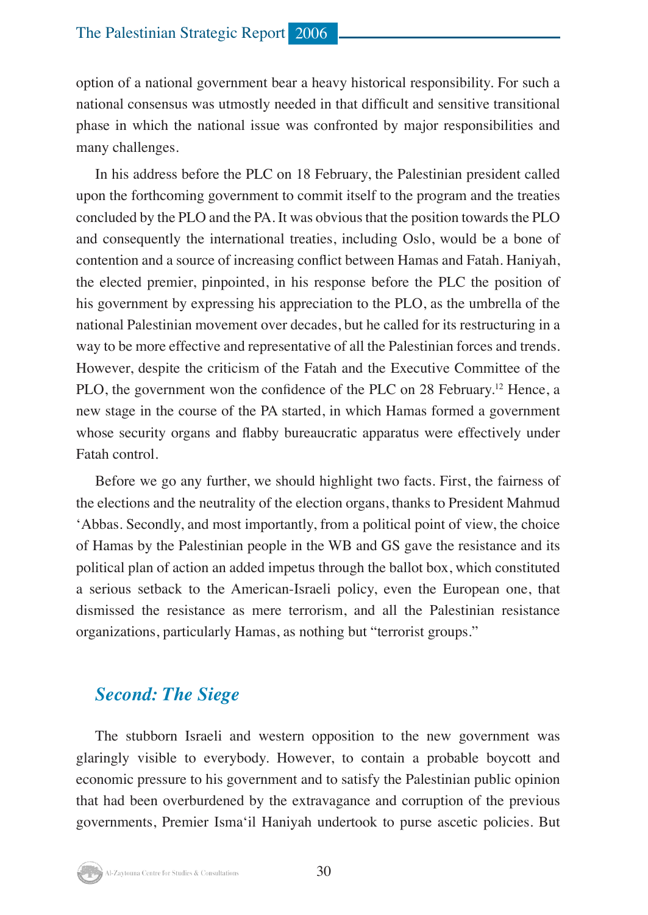option of a national government bear a heavy historical responsibility. For such a national consensus was utmostly needed in that difficult and sensitive transitional phase in which the national issue was confronted by major responsibilities and many challenges.

In his address before the PLC on 18 February, the Palestinian president called upon the forthcoming government to commit itself to the program and the treaties concluded by the PLO and the PA. It was obvious that the position towards the PLO and consequently the international treaties, including Oslo, would be a bone of contention and a source of increasing conflict between Hamas and Fatah. Haniyah, the elected premier, pinpointed, in his response before the PLC the position of his government by expressing his appreciation to the PLO, as the umbrella of the national Palestinian movement over decades, but he called for its restructuring in a way to be more effective and representative of all the Palestinian forces and trends. However, despite the criticism of the Fatah and the Executive Committee of the PLO, the government won the confidence of the PLC on 28 February.[12] Hence, a new stage in the course of the PA started, in which Hamas formed a government whose security organs and flabby bureaucratic apparatus were effectively under Fatah control.

Before we go any further, we should highlight two facts. First, the fairness of the elections and the neutrality of the election organs, thanks to President Mahmud ‘Abbas. Secondly, and most importantly, from a political point of view, the choice of Hamas by the Palestinian people in the WB and GS gave the resistance and its political plan of action an added impetus through the ballot box, which constituted a serious setback to the American-Israeli policy, even the European one, that dismissed the resistance as mere terrorism, and all the Palestinian resistance organizations, particularly Hamas, as nothing but “terrorist groups.”

## *Second: The Siege*

The stubborn Israeli and western opposition to the new government was glaringly visible to everybody. However, to contain a probable boycott and economic pressure to his government and to satisfy the Palestinian public opinion that had been overburdened by the extravagance and corruption of the previous governments, Premier Isma‘il Haniyah undertook to purse ascetic policies. But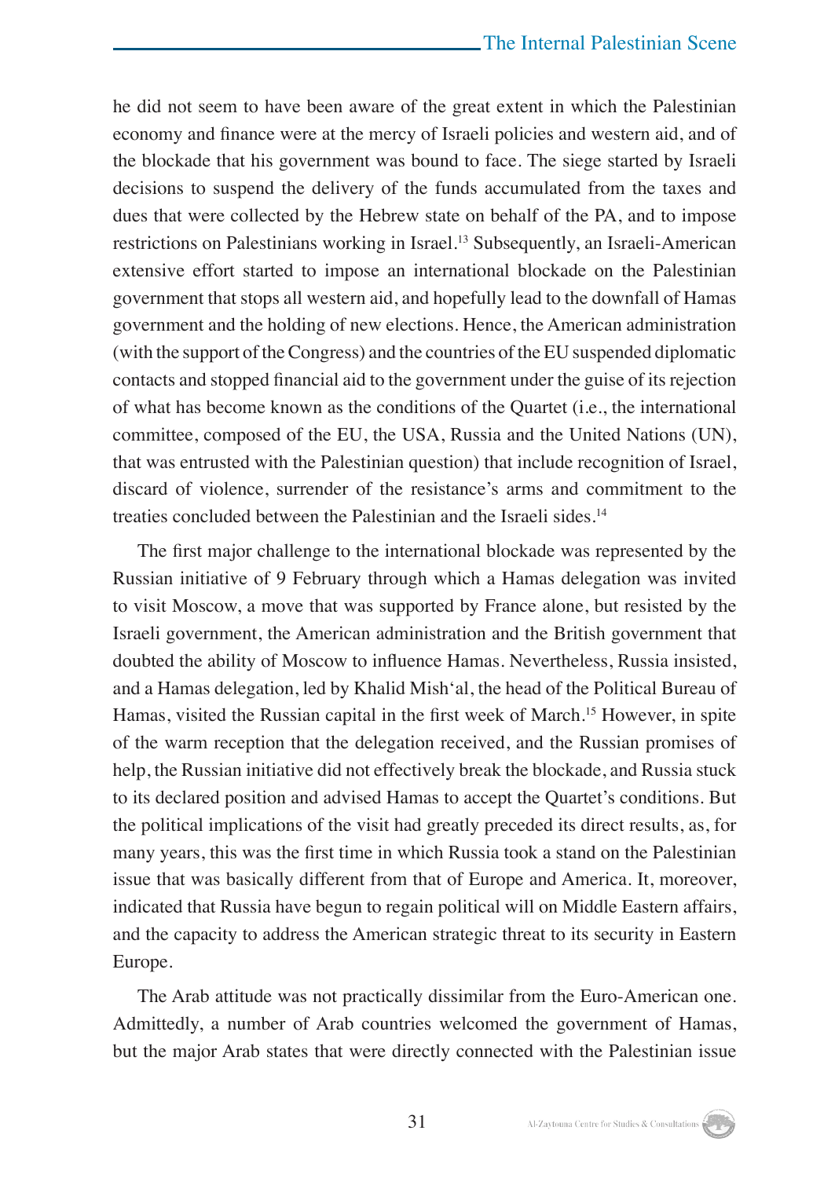he did not seem to have been aware of the great extent in which the Palestinian economy and finance were at the mercy of Israeli policies and western aid, and of the blockade that his government was bound to face. The siege started by Israeli decisions to suspend the delivery of the funds accumulated from the taxes and dues that were collected by the Hebrew state on behalf of the PA, and to impose restrictions on Palestinians working in Israel.[13] Subsequently, an Israeli-American extensive effort started to impose an international blockade on the Palestinian government that stops all western aid, and hopefully lead to the downfall of Hamas government and the holding of new elections. Hence, the American administration (with the support of the Congress) and the countries of the EU suspended diplomatic contacts and stopped financial aid to the government under the guise of its rejection of what has become known as the conditions of the Quartet (i.e., the international committee, composed of the EU, the USA, Russia and the United Nations (UN), that was entrusted with the Palestinian question) that include recognition of Israel, discard of violence, surrender of the resistance's arms and commitment to the treaties concluded between the Palestinian and the Israeli sides.[14]

The first major challenge to the international blockade was represented by the Russian initiative of 9 February through which a Hamas delegation was invited to visit Moscow, a move that was supported by France alone, but resisted by the Israeli government, the American administration and the British government that doubted the ability of Moscow to influence Hamas. Nevertheless, Russia insisted, and a Hamas delegation, led by Khalid Mish'al, the head of the Political Bureau of Hamas, visited the Russian capital in the first week of March.[15] However, in spite of the warm reception that the delegation received, and the Russian promises of help, the Russian initiative did not effectively break the blockade, and Russia stuck to its declared position and advised Hamas to accept the Quartet's conditions. But the political implications of the visit had greatly preceded its direct results, as, for many years, this was the first time in which Russia took a stand on the Palestinian issue that was basically different from that of Europe and America. It, moreover, indicated that Russia have begun to regain political will on Middle Eastern affairs, and the capacity to address the American strategic threat to its security in Eastern Europe.

The Arab attitude was not practically dissimilar from the Euro-American one. Admittedly, a number of Arab countries welcomed the government of Hamas, but the major Arab states that were directly connected with the Palestinian issue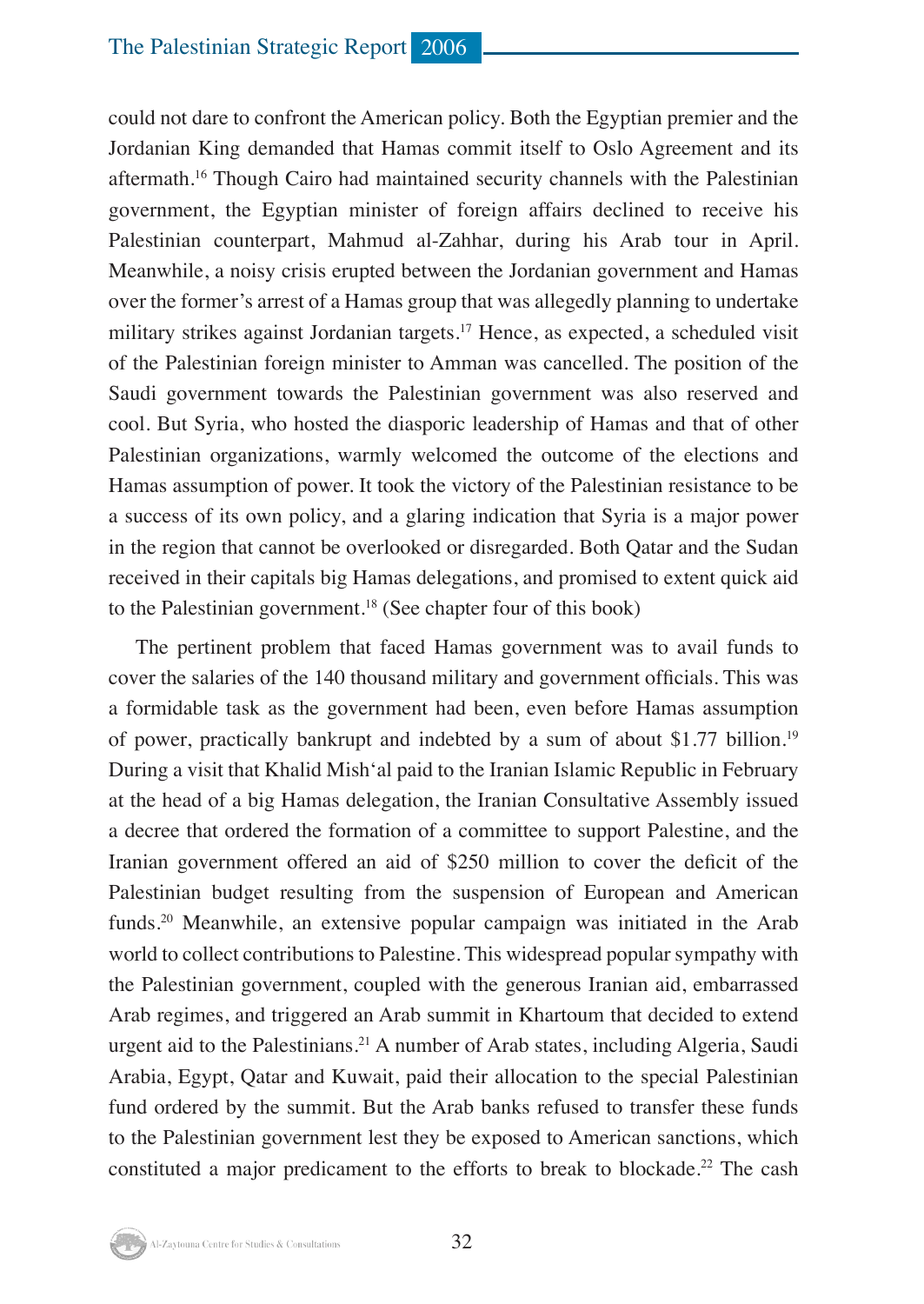could not dare to confront the American policy. Both the Egyptian premier and the Jordanian King demanded that Hamas commit itself to Oslo Agreement and its aftermath.[16] Though Cairo had maintained security channels with the Palestinian government, the Egyptian minister of foreign affairs declined to receive his Palestinian counterpart, Mahmud al-Zahhar, during his Arab tour in April. Meanwhile, a noisy crisis erupted between the Jordanian government and Hamas over the former's arrest of a Hamas group that was allegedly planning to undertake military strikes against Jordanian targets.[17] Hence, as expected, a scheduled visit of the Palestinian foreign minister to Amman was cancelled. The position of the Saudi government towards the Palestinian government was also reserved and cool. But Syria, who hosted the diasporic leadership of Hamas and that of other Palestinian organizations, warmly welcomed the outcome of the elections and Hamas assumption of power. It took the victory of the Palestinian resistance to be a success of its own policy, and a glaring indication that Syria is a major power in the region that cannot be overlooked or disregarded. Both Qatar and the Sudan received in their capitals big Hamas delegations, and promised to extent quick aid to the Palestinian government.[18] (See chapter four of this book)

The pertinent problem that faced Hamas government was to avail funds to cover the salaries of the 140 thousand military and government officials. This was a formidable task as the government had been, even before Hamas assumption of power, practically bankrupt and indebted by a sum of about $1.77 billion.[19] During a visit that Khalid Mish'al paid to the Iranian Islamic Republic in February at the head of a big Hamas delegation, the Iranian Consultative Assembly issued a decree that ordered the formation of a committee to support Palestine, and the Iranian government offered an aid of $250 million to cover the deficit of the Palestinian budget resulting from the suspension of European and American funds.[20] Meanwhile, an extensive popular campaign was initiated in the Arab world to collect contributions to Palestine. This widespread popular sympathy with the Palestinian government, coupled with the generous Iranian aid, embarrassed Arab regimes, and triggered an Arab summit in Khartoum that decided to extend urgent aid to the Palestinians.[21] A number of Arab states, including Algeria, Saudi Arabia, Egypt, Qatar and Kuwait, paid their allocation to the special Palestinian fund ordered by the summit. But the Arab banks refused to transfer these funds to the Palestinian government lest they be exposed to American sanctions, which constituted a major predicament to the efforts to break to blockade.[22] The cash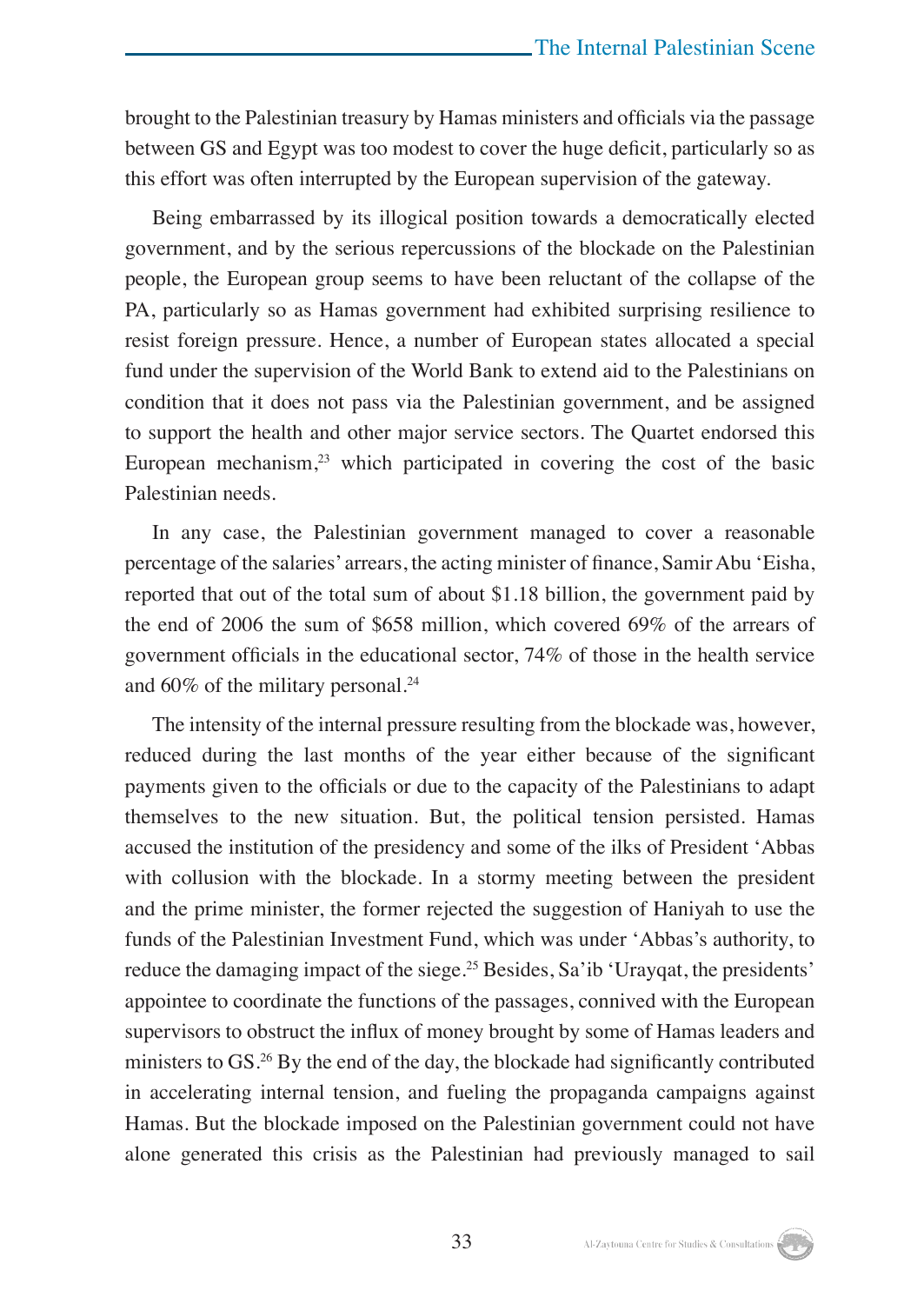brought to the Palestinian treasury by Hamas ministers and officials via the passage between GS and Egypt was too modest to cover the huge deficit, particularly so as this effort was often interrupted by the European supervision of the gateway.

Being embarrassed by its illogical position towards a democratically elected government, and by the serious repercussions of the blockade on the Palestinian people, the European group seems to have been reluctant of the collapse of the PA, particularly so as Hamas government had exhibited surprising resilience to resist foreign pressure. Hence, a number of European states allocated a special fund under the supervision of the World Bank to extend aid to the Palestinians on condition that it does not pass via the Palestinian government, and be assigned to support the health and other major service sectors. The Quartet endorsed this European mechanism,[23] which participated in covering the cost of the basic Palestinian needs.

In any case, the Palestinian government managed to cover a reasonable percentage of the salaries' arrears, the acting minister of finance, Samir Abu 'Eisha, reported that out of the total sum of about $1.18 billion, the government paid by the end of 2006 the sum of $658 million, which covered 69% of the arrears of government officials in the educational sector, 74% of those in the health service and 60% of the military personal.[24]

The intensity of the internal pressure resulting from the blockade was, however, reduced during the last months of the year either because of the significant payments given to the officials or due to the capacity of the Palestinians to adapt themselves to the new situation. But, the political tension persisted. Hamas accused the institution of the presidency and some of the ilks of President 'Abbas with collusion with the blockade. In a stormy meeting between the president and the prime minister, the former rejected the suggestion of Haniyah to use the funds of the Palestinian Investment Fund, which was under 'Abbas's authority, to reduce the damaging impact of the siege.[25] Besides, Sa'ib 'Urayqat, the presidents' appointee to coordinate the functions of the passages, connived with the European supervisors to obstruct the influx of money brought by some of Hamas leaders and ministers to GS.[26] By the end of the day, the blockade had significantly contributed in accelerating internal tension, and fueling the propaganda campaigns against Hamas. But the blockade imposed on the Palestinian government could not have alone generated this crisis as the Palestinian had previously managed to sail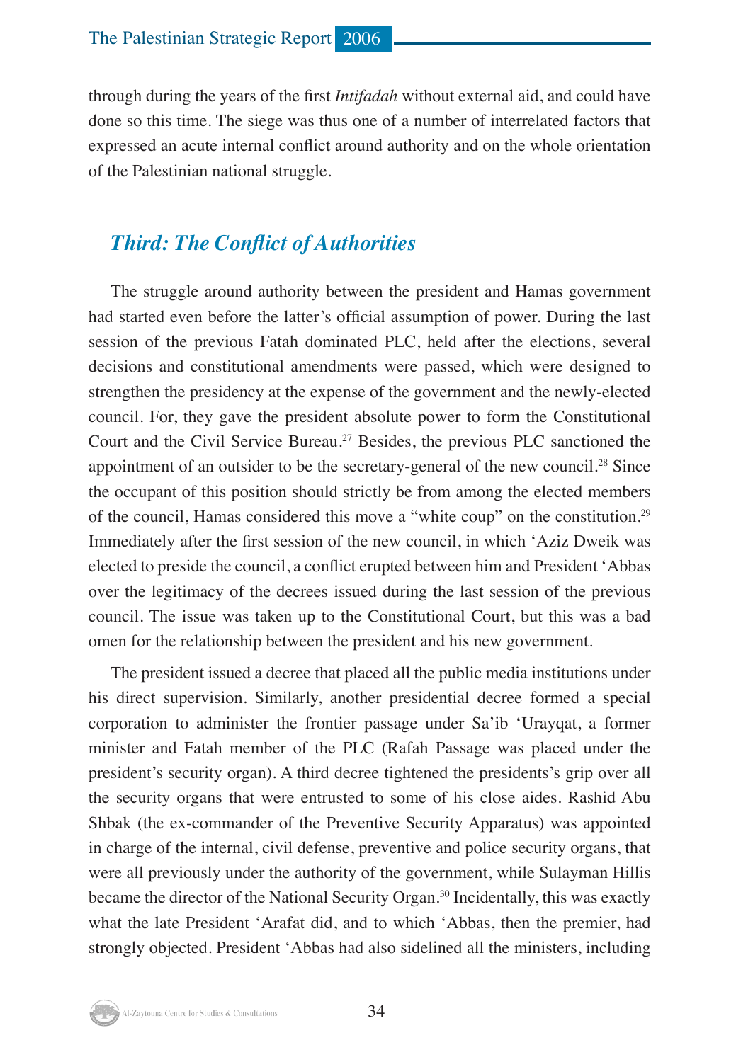through during the years of the first *Intifadah* without external aid, and could have done so this time. The siege was thus one of a number of interrelated factors that expressed an acute internal conflict around authority and on the whole orientation of the Palestinian national struggle.

## *Third: The Conflict of Authorities*

The struggle around authority between the president and Hamas government had started even before the latter's official assumption of power. During the last session of the previous Fatah dominated PLC, held after the elections, several decisions and constitutional amendments were passed, which were designed to strengthen the presidency at the expense of the government and the newly-elected council. For, they gave the president absolute power to form the Constitutional Court and the Civil Service Bureau.[27] Besides, the previous PLC sanctioned the appointment of an outsider to be the secretary-general of the new council.[28] Since the occupant of this position should strictly be from among the elected members of the council, Hamas considered this move a "white coup" on the constitution.[29] Immediately after the first session of the new council, in which 'Aziz Dweik was elected to preside the council, a conflict erupted between him and President 'Abbas over the legitimacy of the decrees issued during the last session of the previous council. The issue was taken up to the Constitutional Court, but this was a bad omen for the relationship between the president and his new government.

The president issued a decree that placed all the public media institutions under his direct supervision. Similarly, another presidential decree formed a special corporation to administer the frontier passage under Sa'ib 'Urayqat, a former minister and Fatah member of the PLC (Rafah Passage was placed under the president's security organ). A third decree tightened the presidents's grip over all the security organs that were entrusted to some of his close aides. Rashid Abu Shbak (the ex-commander of the Preventive Security Apparatus) was appointed in charge of the internal, civil defense, preventive and police security organs, that were all previously under the authority of the government, while Sulayman Hillis became the director of the National Security Organ.[30] Incidentally, this was exactly what the late President 'Arafat did, and to which 'Abbas, then the premier, had strongly objected. President 'Abbas had also sidelined all the ministers, including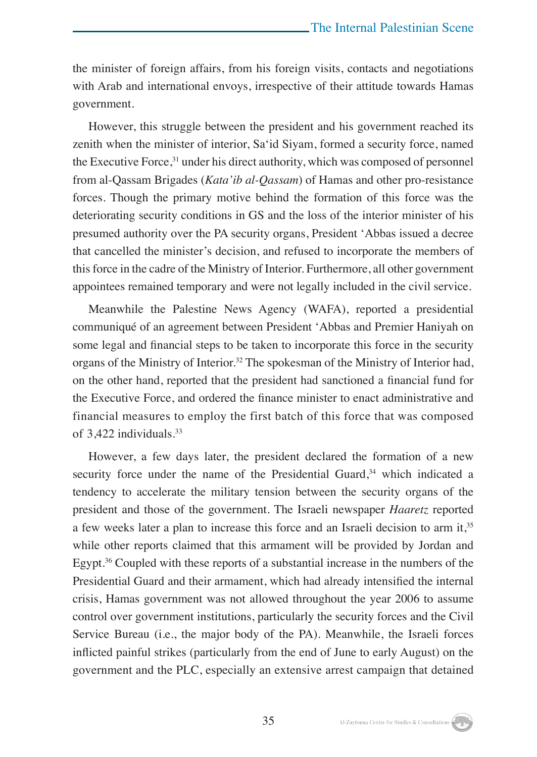the minister of foreign affairs, from his foreign visits, contacts and negotiations with Arab and international envoys, irrespective of their attitude towards Hamas government.

However, this struggle between the president and his government reached its zenith when the minister of interior, Sa'id Siyam, formed a security force, named the Executive Force,[31] under his direct authority, which was composed of personnel from al-Qassam Brigades (*Kata'ib al-Qassam*) of Hamas and other pro-resistance forces. Though the primary motive behind the formation of this force was the deteriorating security conditions in GS and the loss of the interior minister of his presumed authority over the PA security organs, President 'Abbas issued a decree that cancelled the minister's decision, and refused to incorporate the members of this force in the cadre of the Ministry of Interior. Furthermore, all other government appointees remained temporary and were not legally included in the civil service.

Meanwhile the Palestine News Agency (WAFA), reported a presidential communiqué of an agreement between President 'Abbas and Premier Haniyah on some legal and financial steps to be taken to incorporate this force in the security organs of the Ministry of Interior.[32] The spokesman of the Ministry of Interior had, on the other hand, reported that the president had sanctioned a financial fund for the Executive Force, and ordered the finance minister to enact administrative and financial measures to employ the first batch of this force that was composed of 3,422 individuals.[33]

However, a few days later, the president declared the formation of a new security force under the name of the Presidential Guard,[34] which indicated a tendency to accelerate the military tension between the security organs of the president and those of the government. The Israeli newspaper *Haaretz* reported a few weeks later a plan to increase this force and an Israeli decision to arm it,[35] while other reports claimed that this armament will be provided by Jordan and Egypt.[36] Coupled with these reports of a substantial increase in the numbers of the Presidential Guard and their armament, which had already intensified the internal crisis, Hamas government was not allowed throughout the year 2006 to assume control over government institutions, particularly the security forces and the Civil Service Bureau (i.e., the major body of the PA). Meanwhile, the Israeli forces inflicted painful strikes (particularly from the end of June to early August) on the government and the PLC, especially an extensive arrest campaign that detained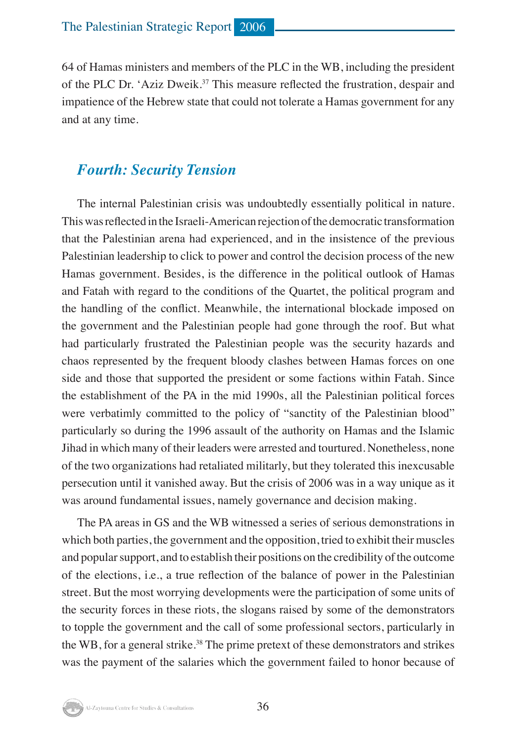64 of Hamas ministers and members of the PLC in the WB, including the president of the PLC Dr. 'Aziz Dweik.[37] This measure reflected the frustration, despair and impatience of the Hebrew state that could not tolerate a Hamas government for any and at any time.

## *Fourth: Security Tension*

The internal Palestinian crisis was undoubtedly essentially political in nature. This was reflected in the Israeli-American rejection of the democratic transformation that the Palestinian arena had experienced, and in the insistence of the previous Palestinian leadership to click to power and control the decision process of the new Hamas government. Besides, is the difference in the political outlook of Hamas and Fatah with regard to the conditions of the Quartet, the political program and the handling of the conflict. Meanwhile, the international blockade imposed on the government and the Palestinian people had gone through the roof. But what had particularly frustrated the Palestinian people was the security hazards and chaos represented by the frequent bloody clashes between Hamas forces on one side and those that supported the president or some factions within Fatah. Since the establishment of the PA in the mid 1990s, all the Palestinian political forces were verbatimly committed to the policy of "sanctity of the Palestinian blood" particularly so during the 1996 assault of the authority on Hamas and the Islamic Jihad in which many of their leaders were arrested and tourtured. Nonetheless, none of the two organizations had retaliated militarily, but they tolerated this inexcusable persecution until it vanished away. But the crisis of 2006 was in a way unique as it was around fundamental issues, namely governance and decision making.

The PA areas in GS and the WB witnessed a series of serious demonstrations in which both parties, the government and the opposition, tried to exhibit their muscles and popular support, and to establish their positions on the credibility of the outcome of the elections, i.e., a true reflection of the balance of power in the Palestinian street. But the most worrying developments were the participation of some units of the security forces in these riots, the slogans raised by some of the demonstrators to topple the government and the call of some professional sectors, particularly in the WB, for a general strike.[38] The prime pretext of these demonstrators and strikes was the payment of the salaries which the government failed to honor because of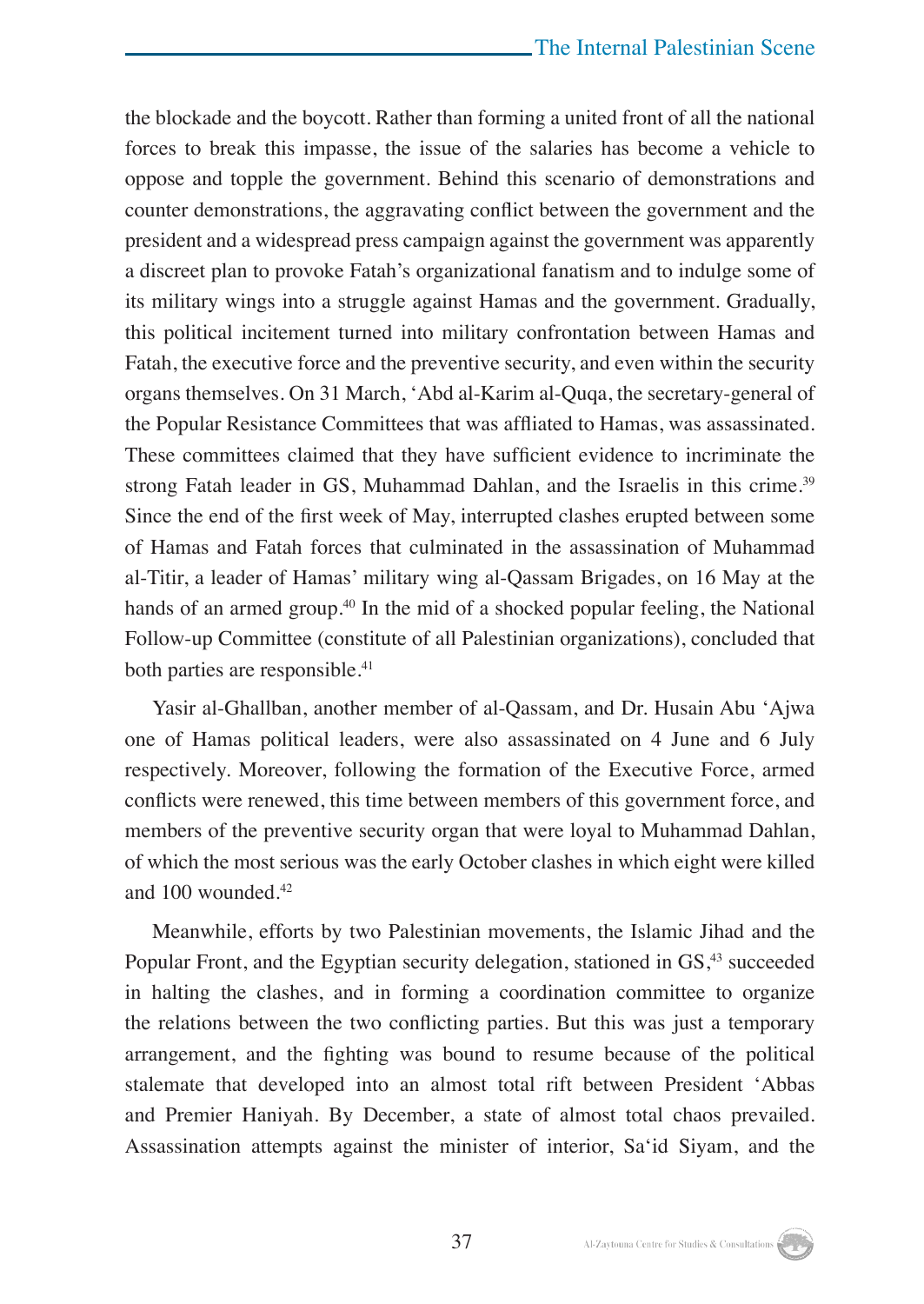the blockade and the boycott. Rather than forming a united front of all the national forces to break this impasse, the issue of the salaries has become a vehicle to oppose and topple the government. Behind this scenario of demonstrations and counter demonstrations, the aggravating conflict between the government and the president and a widespread press campaign against the government was apparently a discreet plan to provoke Fatah's organizational fanatism and to indulge some of its military wings into a struggle against Hamas and the government. Gradually, this political incitement turned into military confrontation between Hamas and Fatah, the executive force and the preventive security, and even within the security organs themselves. On 31 March, 'Abd al-Karim al-Quqa, the secretary-general of the Popular Resistance Committees that was affliated to Hamas, was assassinated. These committees claimed that they have sufficient evidence to incriminate the strong Fatah leader in GS, Muhammad Dahlan, and the Israelis in this crime.[39] Since the end of the first week of May, interrupted clashes erupted between some of Hamas and Fatah forces that culminated in the assassination of Muhammad al-Titir, a leader of Hamas' military wing al-Qassam Brigades, on 16 May at the hands of an armed group.[40] In the mid of a shocked popular feeling, the National Follow-up Committee (constitute of all Palestinian organizations), concluded that both parties are responsible.[41]

Yasir al-Ghallban, another member of al-Qassam, and Dr. Husain Abu 'Ajwa one of Hamas political leaders, were also assassinated on 4 June and 6 July respectively. Moreover, following the formation of the Executive Force, armed conflicts were renewed, this time between members of this government force, and members of the preventive security organ that were loyal to Muhammad Dahlan, of which the most serious was the early October clashes in which eight were killed and 100 wounded.[42]

Meanwhile, efforts by two Palestinian movements, the Islamic Jihad and the Popular Front, and the Egyptian security delegation, stationed in GS,[43] succeeded in halting the clashes, and in forming a coordination committee to organize the relations between the two conflicting parties. But this was just a temporary arrangement, and the fighting was bound to resume because of the political stalemate that developed into an almost total rift between President 'Abbas and Premier Haniyah. By December, a state of almost total chaos prevailed. Assassination attempts against the minister of interior, Sa'id Siyam, and the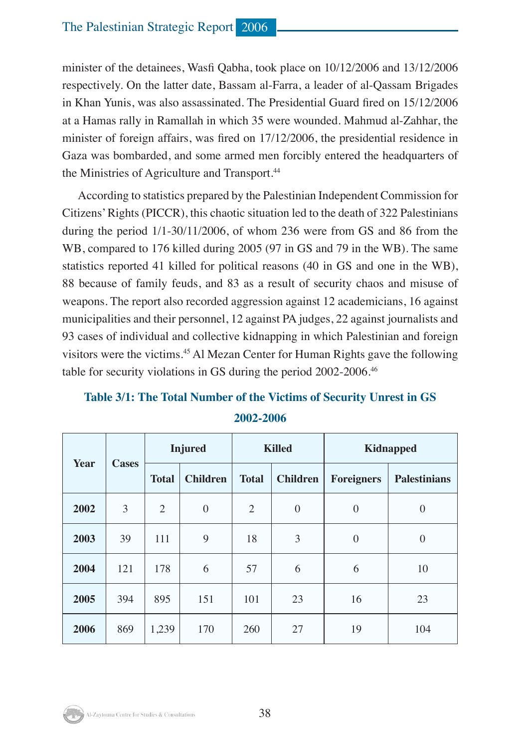minister of the detainees, Wasfi Qabha, took place on 10/12/2006 and 13/12/2006 respectively. On the latter date, Bassam al-Farra, a leader of al-Qassam Brigades in Khan Yunis, was also assassinated. The Presidential Guard fired on 15/12/2006 at a Hamas rally in Ramallah in which 35 were wounded. Mahmud al-Zahhar, the minister of foreign affairs, was fired on 17/12/2006, the presidential residence in Gaza was bombarded, and some armed men forcibly entered the headquarters of the Ministries of Agriculture and Transport.[44]

According to statistics prepared by the Palestinian Independent Commission for Citizens' Rights (PICCR), this chaotic situation led to the death of 322 Palestinians during the period 1/1-30/11/2006, of whom 236 were from GS and 86 from the WB, compared to 176 killed during 2005 (97 in GS and 79 in the WB). The same statistics reported 41 killed for political reasons (40 in GS and one in the WB), 88 because of family feuds, and 83 as a result of security chaos and misuse of weapons. The report also recorded aggression against 12 academicians, 16 against municipalities and their personnel, 12 against PA judges, 22 against journalists and 93 cases of individual and collective kidnapping in which Palestinian and foreign visitors were the victims.[45] Al Mezan Center for Human Rights gave the following table for security violations in GS during the period 2002-2006.[46]

**Table 3/1: The Total Number of the Victims of Security Unrest in GS 2002-2006**

| Year | Cases | Injured | | Killed | | Kidnapped | |
|---|---|---|---|---|---|---|---|
| | | Total | Children | Total | Children | Foreigners | Palestinians |
| **2002** | 3 | 2 | 0 | 2 | 0 | 0 | 0 |
| **2003** | 39 | 111 | 9 | 18 | 3 | 0 | 0 |
| **2004** | 121 | 178 | 6 | 57 | 6 | 6 | 10 |
| **2005** | 394 | 895 | 151 | 101 | 23 | 16 | 23 |
| **2006** | 869 | 1,239 | 170 | 260 | 27 | 19 | 104 |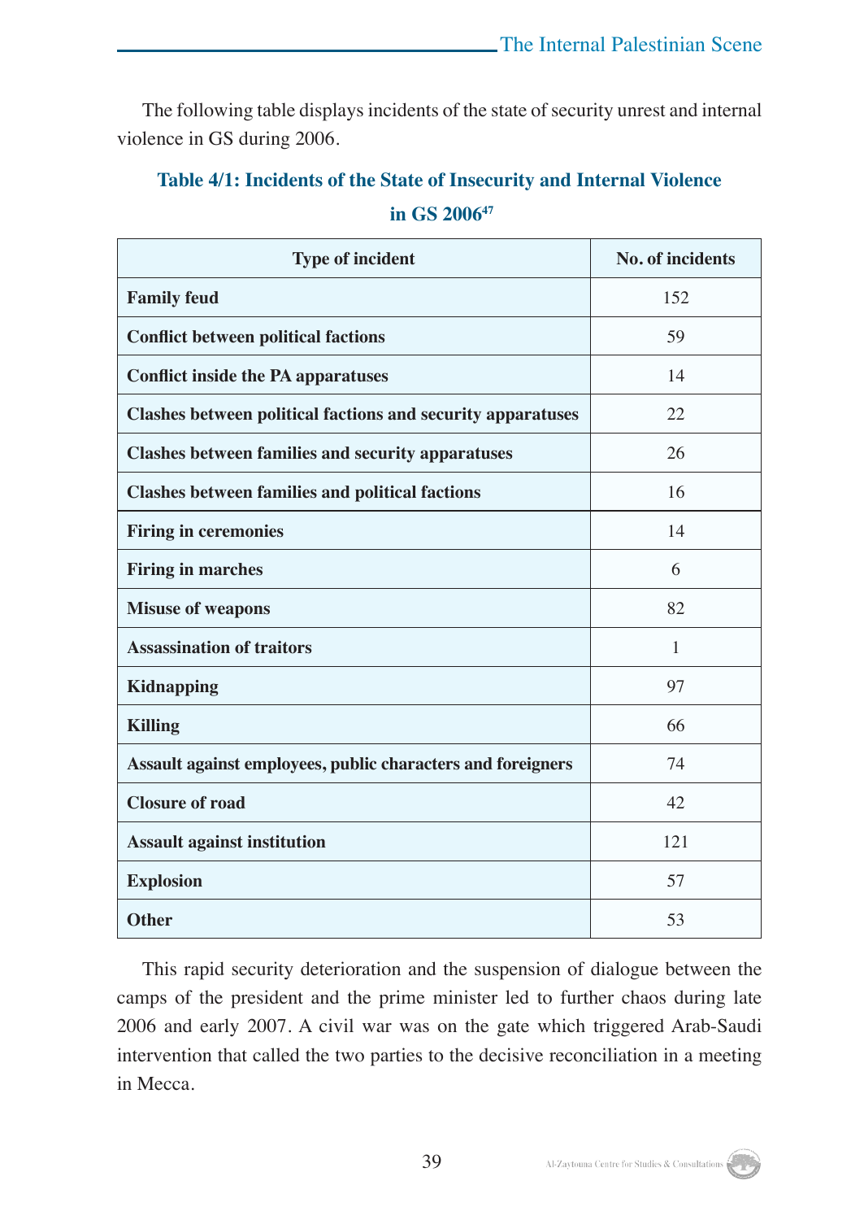The following table displays incidents of the state of security unrest and internal violence in GS during 2006.

**Table 4/1: Incidents of the State of Insecurity and Internal Violence in GS 2006**[47]

| Type of incident | No. of incidents |
|---|---|
| **Family feud** | 152 |
| **Conflict between political factions** | 59 |
| **Conflict inside the PA apparatuses** | 14 |
| **Clashes between political factions and security apparatuses** | 22 |
| **Clashes between families and security apparatuses** | 26 |
| **Clashes between families and political factions** | 16 |
| **Firing in ceremonies** | 14 |
| **Firing in marches** | 6 |
| **Misuse of weapons** | 82 |
| **Assassination of traitors** | 1 |
| **Kidnapping** | 97 |
| **Killing** | 66 |
| **Assault against employees, public characters and foreigners** | 74 |
| **Closure of road** | 42 |
| **Assault against institution** | 121 |
| **Explosion** | 57 |
| **Other** | 53 |

This rapid security deterioration and the suspension of dialogue between the camps of the president and the prime minister led to further chaos during late 2006 and early 2007. A civil war was on the gate which triggered Arab-Saudi intervention that called the two parties to the decisive reconciliation in a meeting in Mecca.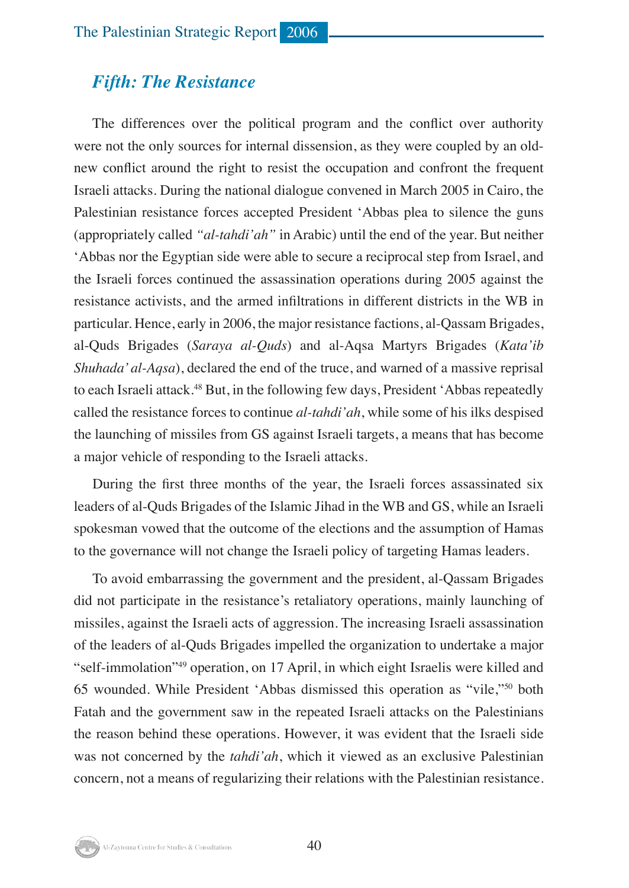## *Fifth: The Resistance*

The differences over the political program and the conflict over authority were not the only sources for internal dissension, as they were coupled by an old-new conflict around the right to resist the occupation and confront the frequent Israeli attacks. During the national dialogue convened in March 2005 in Cairo, the Palestinian resistance forces accepted President ‘Abbas plea to silence the guns (appropriately called *“al-tahdi’ah”* in Arabic) until the end of the year. But neither ‘Abbas nor the Egyptian side were able to secure a reciprocal step from Israel, and the Israeli forces continued the assassination operations during 2005 against the resistance activists, and the armed infiltrations in different districts in the WB in particular. Hence, early in 2006, the major resistance factions, al-Qassam Brigades, al-Quds Brigades (*Saraya al-Quds*) and al-Aqsa Martyrs Brigades (*Kata’ib Shuhada’ al-Aqsa*), declared the end of the truce, and warned of a massive reprisal to each Israeli attack.[48] But, in the following few days, President ‘Abbas repeatedly called the resistance forces to continue *al-tahdi’ah*, while some of his ilks despised the launching of missiles from GS against Israeli targets, a means that has become a major vehicle of responding to the Israeli attacks.

During the first three months of the year, the Israeli forces assassinated six leaders of al-Quds Brigades of the Islamic Jihad in the WB and GS, while an Israeli spokesman vowed that the outcome of the elections and the assumption of Hamas to the governance will not change the Israeli policy of targeting Hamas leaders.

To avoid embarrassing the government and the president, al-Qassam Brigades did not participate in the resistance’s retaliatory operations, mainly launching of missiles, against the Israeli acts of aggression. The increasing Israeli assassination of the leaders of al-Quds Brigades impelled the organization to undertake a major “self-immolation”[49] operation, on 17 April, in which eight Israelis were killed and 65 wounded. While President ‘Abbas dismissed this operation as “vile,”[50] both Fatah and the government saw in the repeated Israeli attacks on the Palestinians the reason behind these operations. However, it was evident that the Israeli side was not concerned by the *tahdi’ah*, which it viewed as an exclusive Palestinian concern, not a means of regularizing their relations with the Palestinian resistance.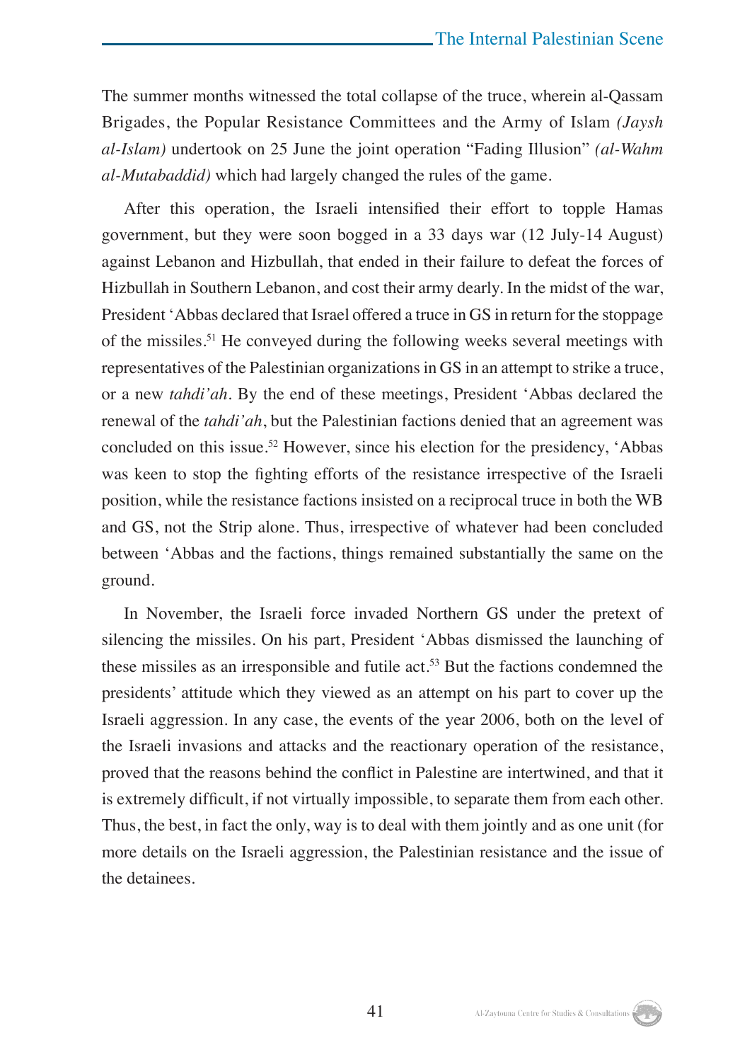The summer months witnessed the total collapse of the truce, wherein al-Qassam Brigades, the Popular Resistance Committees and the Army of Islam *(Jaysh al-Islam)* undertook on 25 June the joint operation "Fading Illusion" *(al-Wahm al-Mutabaddid)* which had largely changed the rules of the game.

After this operation, the Israeli intensified their effort to topple Hamas government, but they were soon bogged in a 33 days war (12 July-14 August) against Lebanon and Hizbullah, that ended in their failure to defeat the forces of Hizbullah in Southern Lebanon, and cost their army dearly. In the midst of the war, President 'Abbas declared that Israel offered a truce in GS in return for the stoppage of the missiles.[51] He conveyed during the following weeks several meetings with representatives of the Palestinian organizations in GS in an attempt to strike a truce, or a new *tahdi'ah*. By the end of these meetings, President 'Abbas declared the renewal of the *tahdi'ah*, but the Palestinian factions denied that an agreement was concluded on this issue.[52] However, since his election for the presidency, 'Abbas was keen to stop the fighting efforts of the resistance irrespective of the Israeli position, while the resistance factions insisted on a reciprocal truce in both the WB and GS, not the Strip alone. Thus, irrespective of whatever had been concluded between 'Abbas and the factions, things remained substantially the same on the ground.

In November, the Israeli force invaded Northern GS under the pretext of silencing the missiles. On his part, President 'Abbas dismissed the launching of these missiles as an irresponsible and futile act.[53] But the factions condemned the presidents' attitude which they viewed as an attempt on his part to cover up the Israeli aggression. In any case, the events of the year 2006, both on the level of the Israeli invasions and attacks and the reactionary operation of the resistance, proved that the reasons behind the conflict in Palestine are intertwined, and that it is extremely difficult, if not virtually impossible, to separate them from each other. Thus, the best, in fact the only, way is to deal with them jointly and as one unit (for more details on the Israeli aggression, the Palestinian resistance and the issue of the detainees.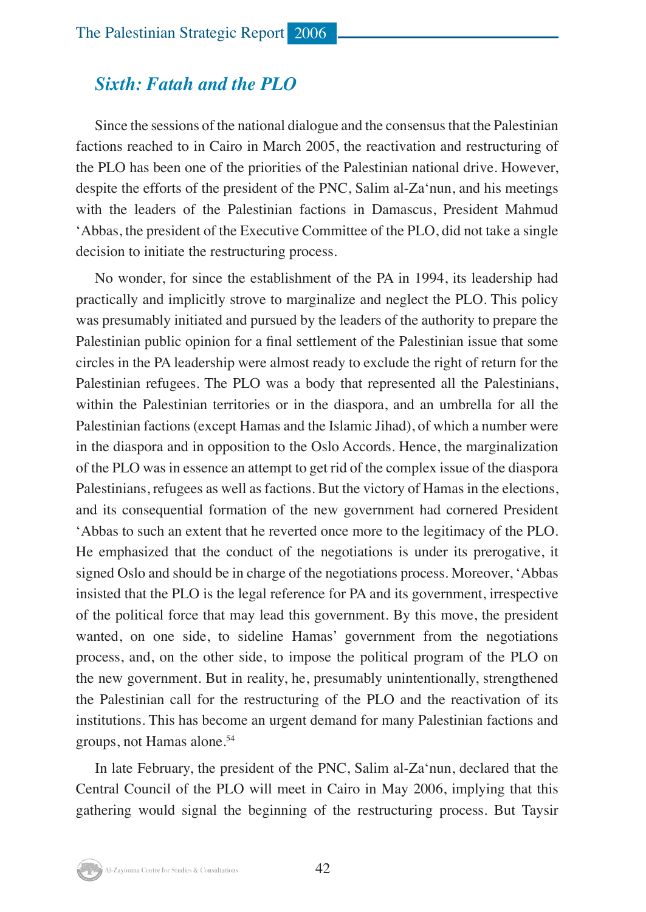## *Sixth: Fatah and the PLO*

Since the sessions of the national dialogue and the consensus that the Palestinian factions reached to in Cairo in March 2005, the reactivation and restructuring of the PLO has been one of the priorities of the Palestinian national drive. However, despite the efforts of the president of the PNC, Salim al-Za'nun, and his meetings with the leaders of the Palestinian factions in Damascus, President Mahmud 'Abbas, the president of the Executive Committee of the PLO, did not take a single decision to initiate the restructuring process.

No wonder, for since the establishment of the PA in 1994, its leadership had practically and implicitly strove to marginalize and neglect the PLO. This policy was presumably initiated and pursued by the leaders of the authority to prepare the Palestinian public opinion for a final settlement of the Palestinian issue that some circles in the PA leadership were almost ready to exclude the right of return for the Palestinian refugees. The PLO was a body that represented all the Palestinians, within the Palestinian territories or in the diaspora, and an umbrella for all the Palestinian factions (except Hamas and the Islamic Jihad), of which a number were in the diaspora and in opposition to the Oslo Accords. Hence, the marginalization of the PLO was in essence an attempt to get rid of the complex issue of the diaspora Palestinians, refugees as well as factions. But the victory of Hamas in the elections, and its consequential formation of the new government had cornered President 'Abbas to such an extent that he reverted once more to the legitimacy of the PLO. He emphasized that the conduct of the negotiations is under its prerogative, it signed Oslo and should be in charge of the negotiations process. Moreover, 'Abbas insisted that the PLO is the legal reference for PA and its government, irrespective of the political force that may lead this government. By this move, the president wanted, on one side, to sideline Hamas' government from the negotiations process, and, on the other side, to impose the political program of the PLO on the new government. But in reality, he, presumably unintentionally, strengthened the Palestinian call for the restructuring of the PLO and the reactivation of its institutions. This has become an urgent demand for many Palestinian factions and groups, not Hamas alone.[54]

In late February, the president of the PNC, Salim al-Za'nun, declared that the Central Council of the PLO will meet in Cairo in May 2006, implying that this gathering would signal the beginning of the restructuring process. But Taysir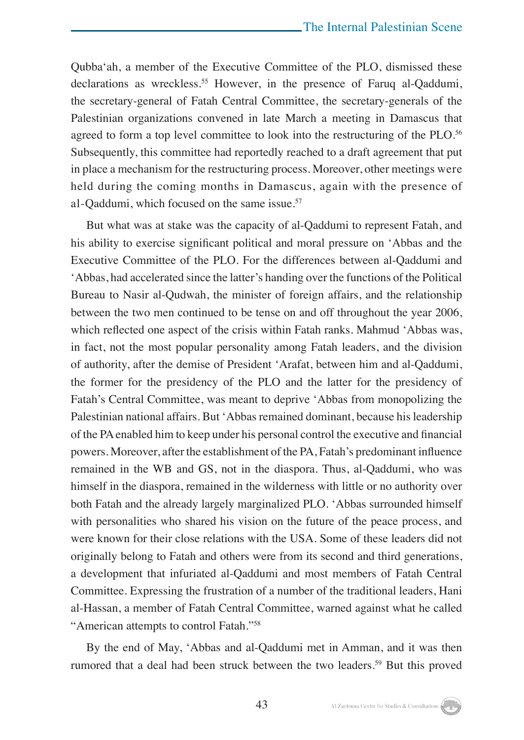Qubba'ah, a member of the Executive Committee of the PLO, dismissed these declarations as wreckless.[55] However, in the presence of Faruq al-Qaddumi, the secretary-general of Fatah Central Committee, the secretary-generals of the Palestinian organizations convened in late March a meeting in Damascus that agreed to form a top level committee to look into the restructuring of the PLO.[56] Subsequently, this committee had reportedly reached to a draft agreement that put in place a mechanism for the restructuring process. Moreover, other meetings were held during the coming months in Damascus, again with the presence of al-Qaddumi, which focused on the same issue.[57]

But what was at stake was the capacity of al-Qaddumi to represent Fatah, and his ability to exercise significant political and moral pressure on 'Abbas and the Executive Committee of the PLO. For the differences between al-Qaddumi and 'Abbas, had accelerated since the latter's handing over the functions of the Political Bureau to Nasir al-Qudwah, the minister of foreign affairs, and the relationship between the two men continued to be tense on and off throughout the year 2006, which reflected one aspect of the crisis within Fatah ranks. Mahmud 'Abbas was, in fact, not the most popular personality among Fatah leaders, and the division of authority, after the demise of President 'Arafat, between him and al-Qaddumi, the former for the presidency of the PLO and the latter for the presidency of Fatah's Central Committee, was meant to deprive 'Abbas from monopolizing the Palestinian national affairs. But 'Abbas remained dominant, because his leadership of the PA enabled him to keep under his personal control the executive and financial powers. Moreover, after the establishment of the PA, Fatah's predominant influence remained in the WB and GS, not in the diaspora. Thus, al-Qaddumi, who was himself in the diaspora, remained in the wilderness with little or no authority over both Fatah and the already largely marginalized PLO. 'Abbas surrounded himself with personalities who shared his vision on the future of the peace process, and were known for their close relations with the USA. Some of these leaders did not originally belong to Fatah and others were from its second and third generations, a development that infuriated al-Qaddumi and most members of Fatah Central Committee. Expressing the frustration of a number of the traditional leaders, Hani al-Hassan, a member of Fatah Central Committee, warned against what he called "American attempts to control Fatah."[58]

By the end of May, 'Abbas and al-Qaddumi met in Amman, and it was then rumored that a deal had been struck between the two leaders.[59] But this proved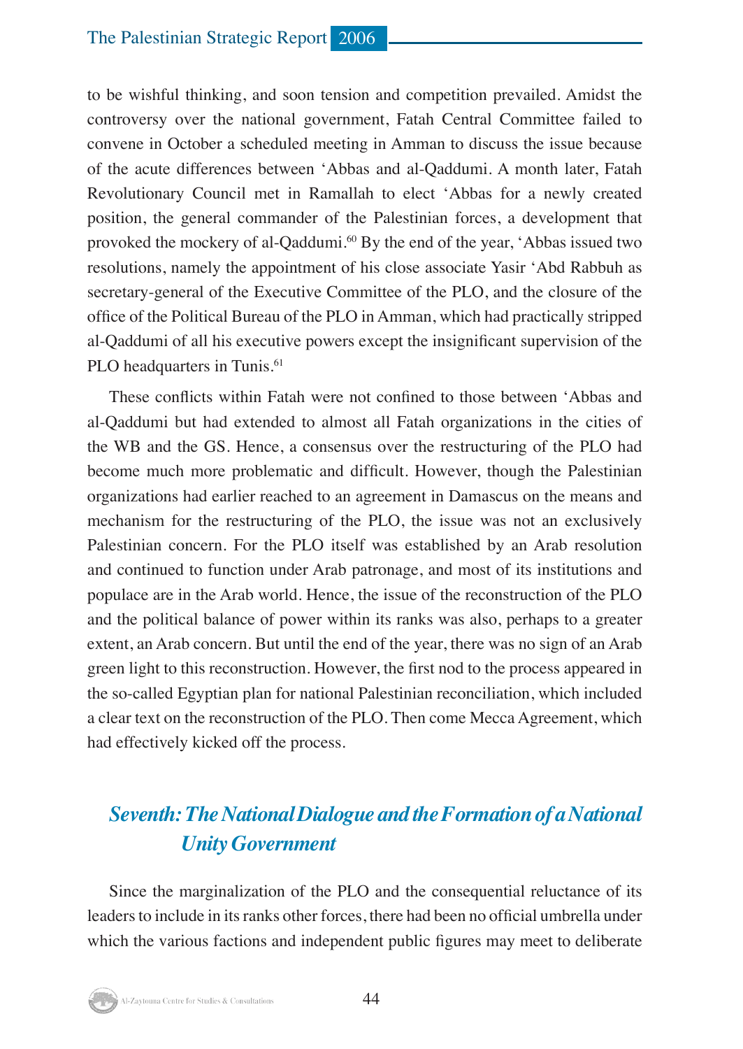to be wishful thinking, and soon tension and competition prevailed. Amidst the controversy over the national government, Fatah Central Committee failed to convene in October a scheduled meeting in Amman to discuss the issue because of the acute differences between 'Abbas and al-Qaddumi. A month later, Fatah Revolutionary Council met in Ramallah to elect 'Abbas for a newly created position, the general commander of the Palestinian forces, a development that provoked the mockery of al-Qaddumi.[60] By the end of the year, 'Abbas issued two resolutions, namely the appointment of his close associate Yasir 'Abd Rabbuh as secretary-general of the Executive Committee of the PLO, and the closure of the office of the Political Bureau of the PLO in Amman, which had practically stripped al-Qaddumi of all his executive powers except the insignificant supervision of the PLO headquarters in Tunis.[61]

These conflicts within Fatah were not confined to those between 'Abbas and al-Qaddumi but had extended to almost all Fatah organizations in the cities of the WB and the GS. Hence, a consensus over the restructuring of the PLO had become much more problematic and difficult. However, though the Palestinian organizations had earlier reached to an agreement in Damascus on the means and mechanism for the restructuring of the PLO, the issue was not an exclusively Palestinian concern. For the PLO itself was established by an Arab resolution and continued to function under Arab patronage, and most of its institutions and populace are in the Arab world. Hence, the issue of the reconstruction of the PLO and the political balance of power within its ranks was also, perhaps to a greater extent, an Arab concern. But until the end of the year, there was no sign of an Arab green light to this reconstruction. However, the first nod to the process appeared in the so-called Egyptian plan for national Palestinian reconciliation, which included a clear text on the reconstruction of the PLO. Then come Mecca Agreement, which had effectively kicked off the process.

## *Seventh: The National Dialogue and the Formation of a National Unity Government*

Since the marginalization of the PLO and the consequential reluctance of its leaders to include in its ranks other forces, there had been no official umbrella under which the various factions and independent public figures may meet to deliberate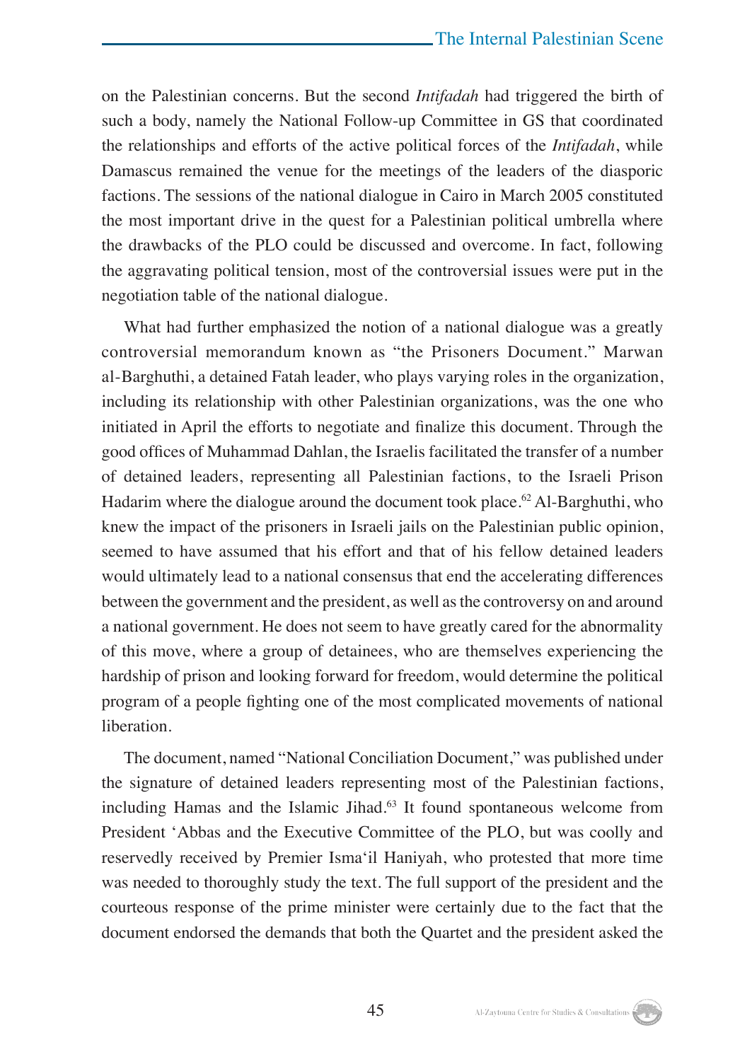on the Palestinian concerns. But the second *Intifadah* had triggered the birth of such a body, namely the National Follow-up Committee in GS that coordinated the relationships and efforts of the active political forces of the *Intifadah*, while Damascus remained the venue for the meetings of the leaders of the diasporic factions. The sessions of the national dialogue in Cairo in March 2005 constituted the most important drive in the quest for a Palestinian political umbrella where the drawbacks of the PLO could be discussed and overcome. In fact, following the aggravating political tension, most of the controversial issues were put in the negotiation table of the national dialogue.

What had further emphasized the notion of a national dialogue was a greatly controversial memorandum known as "the Prisoners Document." Marwan al-Barghuthi, a detained Fatah leader, who plays varying roles in the organization, including its relationship with other Palestinian organizations, was the one who initiated in April the efforts to negotiate and finalize this document. Through the good offices of Muhammad Dahlan, the Israelis facilitated the transfer of a number of detained leaders, representing all Palestinian factions, to the Israeli Prison Hadarim where the dialogue around the document took place.[62] Al-Barghuthi, who knew the impact of the prisoners in Israeli jails on the Palestinian public opinion, seemed to have assumed that his effort and that of his fellow detained leaders would ultimately lead to a national consensus that end the accelerating differences between the government and the president, as well as the controversy on and around a national government. He does not seem to have greatly cared for the abnormality of this move, where a group of detainees, who are themselves experiencing the hardship of prison and looking forward for freedom, would determine the political program of a people fighting one of the most complicated movements of national liberation.

The document, named "National Conciliation Document," was published under the signature of detained leaders representing most of the Palestinian factions, including Hamas and the Islamic Jihad.[63] It found spontaneous welcome from President ʻAbbas and the Executive Committee of the PLO, but was coolly and reservedly received by Premier Ismaʻil Haniyah, who protested that more time was needed to thoroughly study the text. The full support of the president and the courteous response of the prime minister were certainly due to the fact that the document endorsed the demands that both the Quartet and the president asked the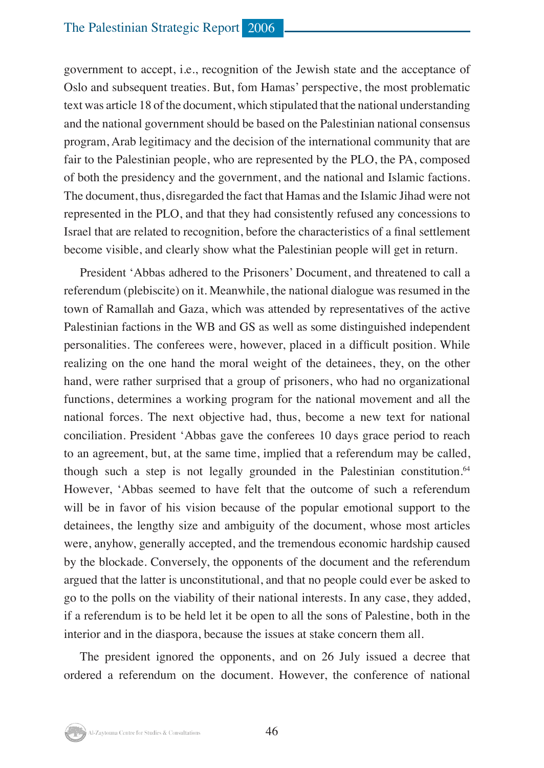government to accept, i.e., recognition of the Jewish state and the acceptance of Oslo and subsequent treaties. But, fom Hamas' perspective, the most problematic text was article 18 of the document, which stipulated that the national understanding and the national government should be based on the Palestinian national consensus program, Arab legitimacy and the decision of the international community that are fair to the Palestinian people, who are represented by the PLO, the PA, composed of both the presidency and the government, and the national and Islamic factions. The document, thus, disregarded the fact that Hamas and the Islamic Jihad were not represented in the PLO, and that they had consistently refused any concessions to Israel that are related to recognition, before the characteristics of a final settlement become visible, and clearly show what the Palestinian people will get in return.

President 'Abbas adhered to the Prisoners' Document, and threatened to call a referendum (plebiscite) on it. Meanwhile, the national dialogue was resumed in the town of Ramallah and Gaza, which was attended by representatives of the active Palestinian factions in the WB and GS as well as some distinguished independent personalities. The conferees were, however, placed in a difficult position. While realizing on the one hand the moral weight of the detainees, they, on the other hand, were rather surprised that a group of prisoners, who had no organizational functions, determines a working program for the national movement and all the national forces. The next objective had, thus, become a new text for national conciliation. President 'Abbas gave the conferees 10 days grace period to reach to an agreement, but, at the same time, implied that a referendum may be called, though such a step is not legally grounded in the Palestinian constitution.[64] However, 'Abbas seemed to have felt that the outcome of such a referendum will be in favor of his vision because of the popular emotional support to the detainees, the lengthy size and ambiguity of the document, whose most articles were, anyhow, generally accepted, and the tremendous economic hardship caused by the blockade. Conversely, the opponents of the document and the referendum argued that the latter is unconstitutional, and that no people could ever be asked to go to the polls on the viability of their national interests. In any case, they added, if a referendum is to be held let it be open to all the sons of Palestine, both in the interior and in the diaspora, because the issues at stake concern them all.

The president ignored the opponents, and on 26 July issued a decree that ordered a referendum on the document. However, the conference of national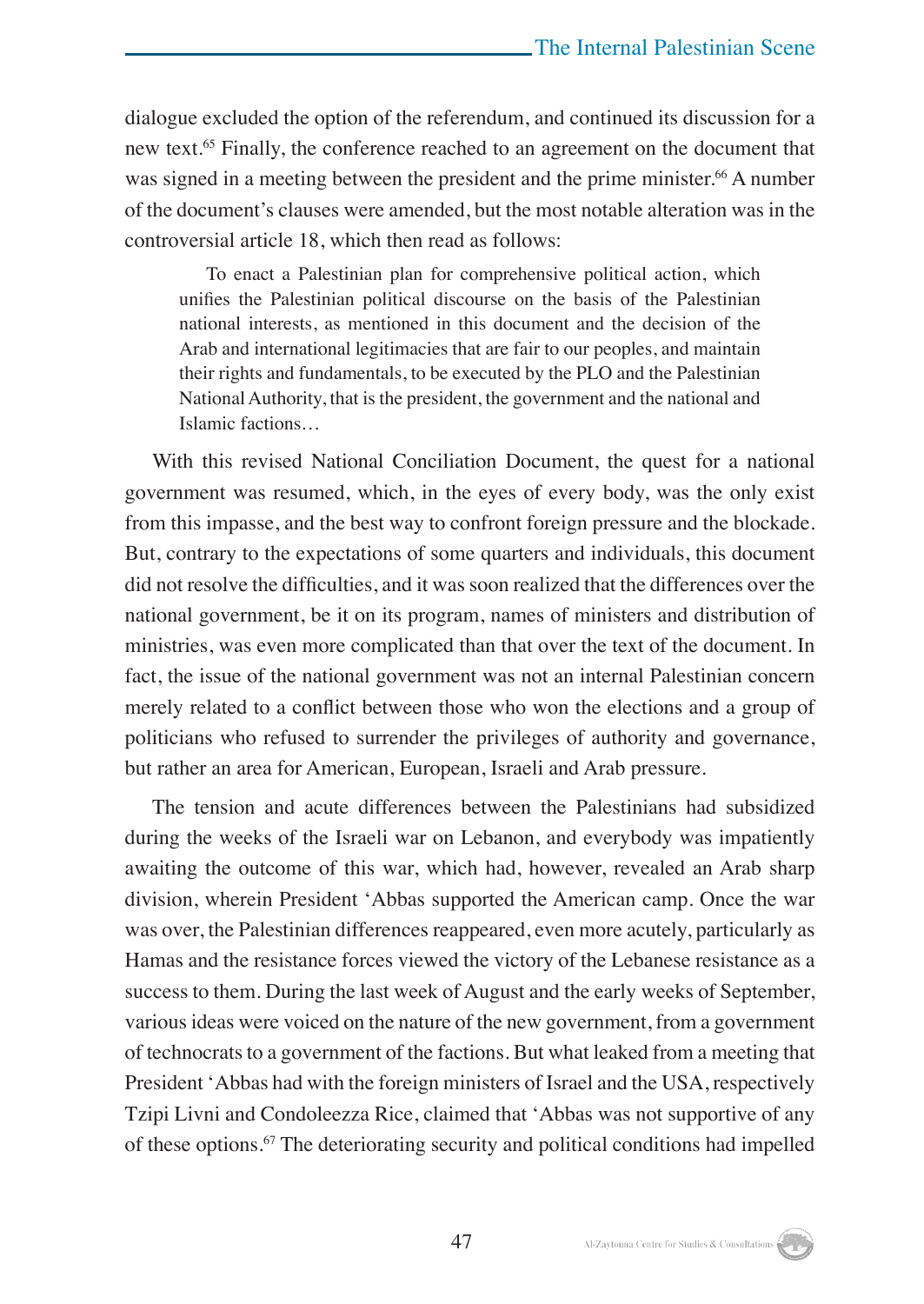dialogue excluded the option of the referendum, and continued its discussion for a new text.[65] Finally, the conference reached to an agreement on the document that was signed in a meeting between the president and the prime minister.[66] A number of the document's clauses were amended, but the most notable alteration was in the controversial article 18, which then read as follows:

> To enact a Palestinian plan for comprehensive political action, which unifies the Palestinian political discourse on the basis of the Palestinian national interests, as mentioned in this document and the decision of the Arab and international legitimacies that are fair to our peoples, and maintain their rights and fundamentals, to be executed by the PLO and the Palestinian National Authority, that is the president, the government and the national and Islamic factions…

With this revised National Conciliation Document, the quest for a national government was resumed, which, in the eyes of every body, was the only exist from this impasse, and the best way to confront foreign pressure and the blockade. But, contrary to the expectations of some quarters and individuals, this document did not resolve the difficulties, and it was soon realized that the differences over the national government, be it on its program, names of ministers and distribution of ministries, was even more complicated than that over the text of the document. In fact, the issue of the national government was not an internal Palestinian concern merely related to a conflict between those who won the elections and a group of politicians who refused to surrender the privileges of authority and governance, but rather an area for American, European, Israeli and Arab pressure.

The tension and acute differences between the Palestinians had subsidized during the weeks of the Israeli war on Lebanon, and everybody was impatiently awaiting the outcome of this war, which had, however, revealed an Arab sharp division, wherein President 'Abbas supported the American camp. Once the war was over, the Palestinian differences reappeared, even more acutely, particularly as Hamas and the resistance forces viewed the victory of the Lebanese resistance as a success to them. During the last week of August and the early weeks of September, various ideas were voiced on the nature of the new government, from a government of technocrats to a government of the factions. But what leaked from a meeting that President 'Abbas had with the foreign ministers of Israel and the USA, respectively Tzipi Livni and Condoleezza Rice, claimed that 'Abbas was not supportive of any of these options.[67] The deteriorating security and political conditions had impelled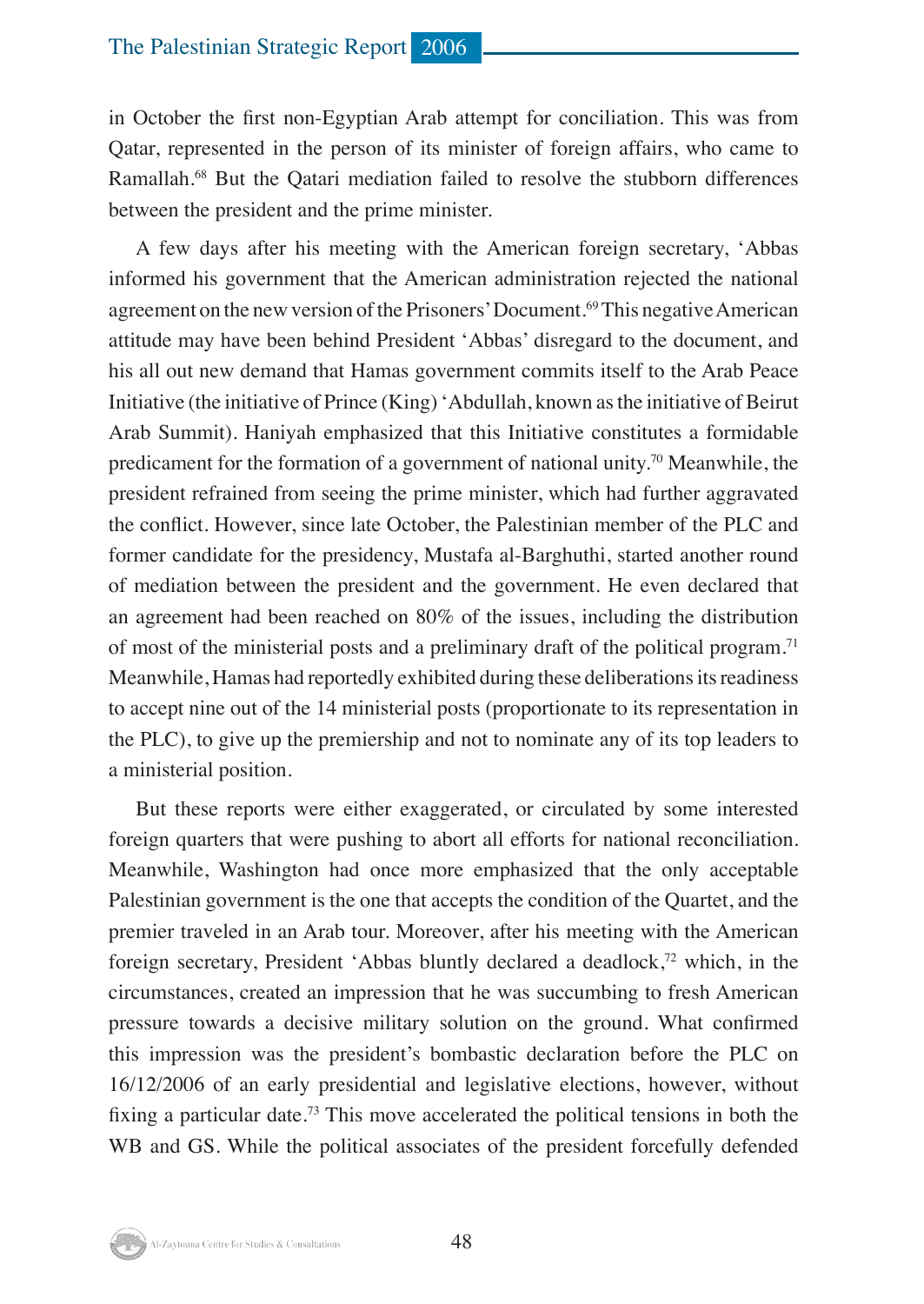in October the first non-Egyptian Arab attempt for conciliation. This was from Qatar, represented in the person of its minister of foreign affairs, who came to Ramallah.[68] But the Qatari mediation failed to resolve the stubborn differences between the president and the prime minister.

A few days after his meeting with the American foreign secretary, 'Abbas informed his government that the American administration rejected the national agreement on the new version of the Prisoners' Document.[69] This negative American attitude may have been behind President 'Abbas' disregard to the document, and his all out new demand that Hamas government commits itself to the Arab Peace Initiative (the initiative of Prince (King) 'Abdullah, known as the initiative of Beirut Arab Summit). Haniyah emphasized that this Initiative constitutes a formidable predicament for the formation of a government of national unity.[70] Meanwhile, the president refrained from seeing the prime minister, which had further aggravated the conflict. However, since late October, the Palestinian member of the PLC and former candidate for the presidency, Mustafa al-Barghuthi, started another round of mediation between the president and the government. He even declared that an agreement had been reached on 80% of the issues, including the distribution of most of the ministerial posts and a preliminary draft of the political program.[71] Meanwhile, Hamas had reportedly exhibited during these deliberations its readiness to accept nine out of the 14 ministerial posts (proportionate to its representation in the PLC), to give up the premiership and not to nominate any of its top leaders to a ministerial position.

But these reports were either exaggerated, or circulated by some interested foreign quarters that were pushing to abort all efforts for national reconciliation. Meanwhile, Washington had once more emphasized that the only acceptable Palestinian government is the one that accepts the condition of the Quartet, and the premier traveled in an Arab tour. Moreover, after his meeting with the American foreign secretary, President 'Abbas bluntly declared a deadlock,[72] which, in the circumstances, created an impression that he was succumbing to fresh American pressure towards a decisive military solution on the ground. What confirmed this impression was the president's bombastic declaration before the PLC on 16/12/2006 of an early presidential and legislative elections, however, without fixing a particular date.[73] This move accelerated the political tensions in both the WB and GS. While the political associates of the president forcefully defended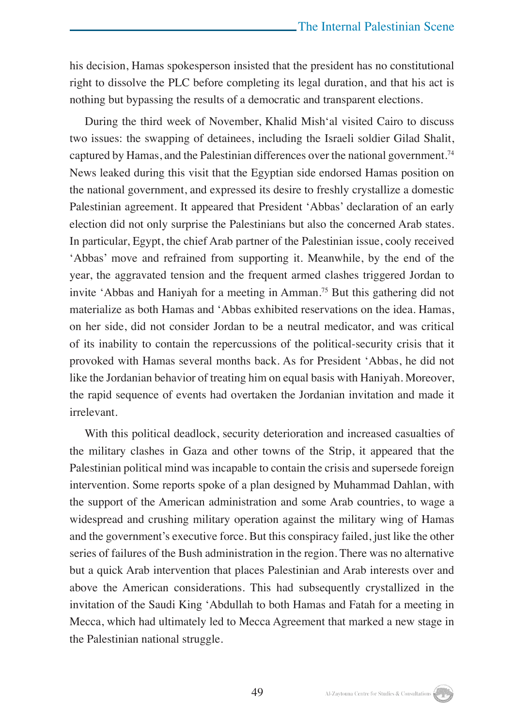his decision, Hamas spokesperson insisted that the president has no constitutional right to dissolve the PLC before completing its legal duration, and that his act is nothing but bypassing the results of a democratic and transparent elections.

During the third week of November, Khalid Mish'al visited Cairo to discuss two issues: the swapping of detainees, including the Israeli soldier Gilad Shalit, captured by Hamas, and the Palestinian differences over the national government.[74] News leaked during this visit that the Egyptian side endorsed Hamas position on the national government, and expressed its desire to freshly crystallize a domestic Palestinian agreement. It appeared that President 'Abbas' declaration of an early election did not only surprise the Palestinians but also the concerned Arab states. In particular, Egypt, the chief Arab partner of the Palestinian issue, cooly received 'Abbas' move and refrained from supporting it. Meanwhile, by the end of the year, the aggravated tension and the frequent armed clashes triggered Jordan to invite 'Abbas and Haniyah for a meeting in Amman.[75] But this gathering did not materialize as both Hamas and 'Abbas exhibited reservations on the idea. Hamas, on her side, did not consider Jordan to be a neutral medicator, and was critical of its inability to contain the repercussions of the political-security crisis that it provoked with Hamas several months back. As for President 'Abbas, he did not like the Jordanian behavior of treating him on equal basis with Haniyah. Moreover, the rapid sequence of events had overtaken the Jordanian invitation and made it irrelevant.

With this political deadlock, security deterioration and increased casualties of the military clashes in Gaza and other towns of the Strip, it appeared that the Palestinian political mind was incapable to contain the crisis and supersede foreign intervention. Some reports spoke of a plan designed by Muhammad Dahlan, with the support of the American administration and some Arab countries, to wage a widespread and crushing military operation against the military wing of Hamas and the government's executive force. But this conspiracy failed, just like the other series of failures of the Bush administration in the region. There was no alternative but a quick Arab intervention that places Palestinian and Arab interests over and above the American considerations. This had subsequently crystallized in the invitation of the Saudi King 'Abdullah to both Hamas and Fatah for a meeting in Mecca, which had ultimately led to Mecca Agreement that marked a new stage in the Palestinian national struggle.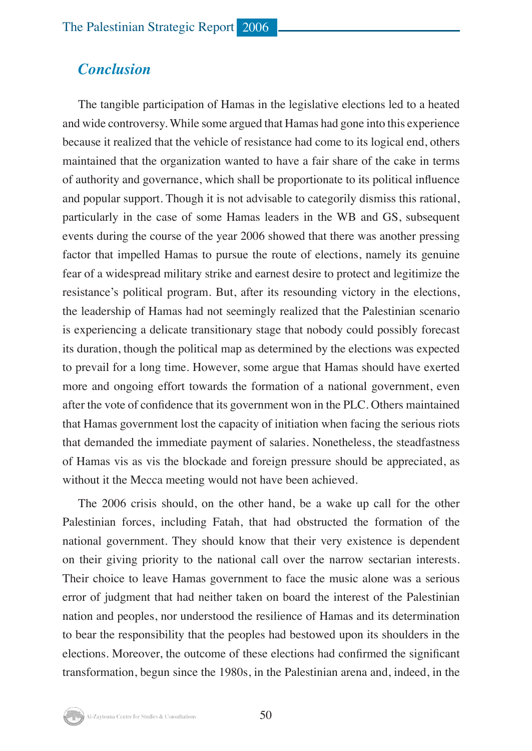## *Conclusion*

The tangible participation of Hamas in the legislative elections led to a heated and wide controversy. While some argued that Hamas had gone into this experience because it realized that the vehicle of resistance had come to its logical end, others maintained that the organization wanted to have a fair share of the cake in terms of authority and governance, which shall be proportionate to its political influence and popular support. Though it is not advisable to categorily dismiss this rational, particularly in the case of some Hamas leaders in the WB and GS, subsequent events during the course of the year 2006 showed that there was another pressing factor that impelled Hamas to pursue the route of elections, namely its genuine fear of a widespread military strike and earnest desire to protect and legitimize the resistance's political program. But, after its resounding victory in the elections, the leadership of Hamas had not seemingly realized that the Palestinian scenario is experiencing a delicate transitionary stage that nobody could possibly forecast its duration, though the political map as determined by the elections was expected to prevail for a long time. However, some argue that Hamas should have exerted more and ongoing effort towards the formation of a national government, even after the vote of confidence that its government won in the PLC. Others maintained that Hamas government lost the capacity of initiation when facing the serious riots that demanded the immediate payment of salaries. Nonetheless, the steadfastness of Hamas vis as vis the blockade and foreign pressure should be appreciated, as without it the Mecca meeting would not have been achieved.

The 2006 crisis should, on the other hand, be a wake up call for the other Palestinian forces, including Fatah, that had obstructed the formation of the national government. They should know that their very existence is dependent on their giving priority to the national call over the narrow sectarian interests. Their choice to leave Hamas government to face the music alone was a serious error of judgment that had neither taken on board the interest of the Palestinian nation and peoples, nor understood the resilience of Hamas and its determination to bear the responsibility that the peoples had bestowed upon its shoulders in the elections. Moreover, the outcome of these elections had confirmed the significant transformation, begun since the 1980s, in the Palestinian arena and, indeed, in the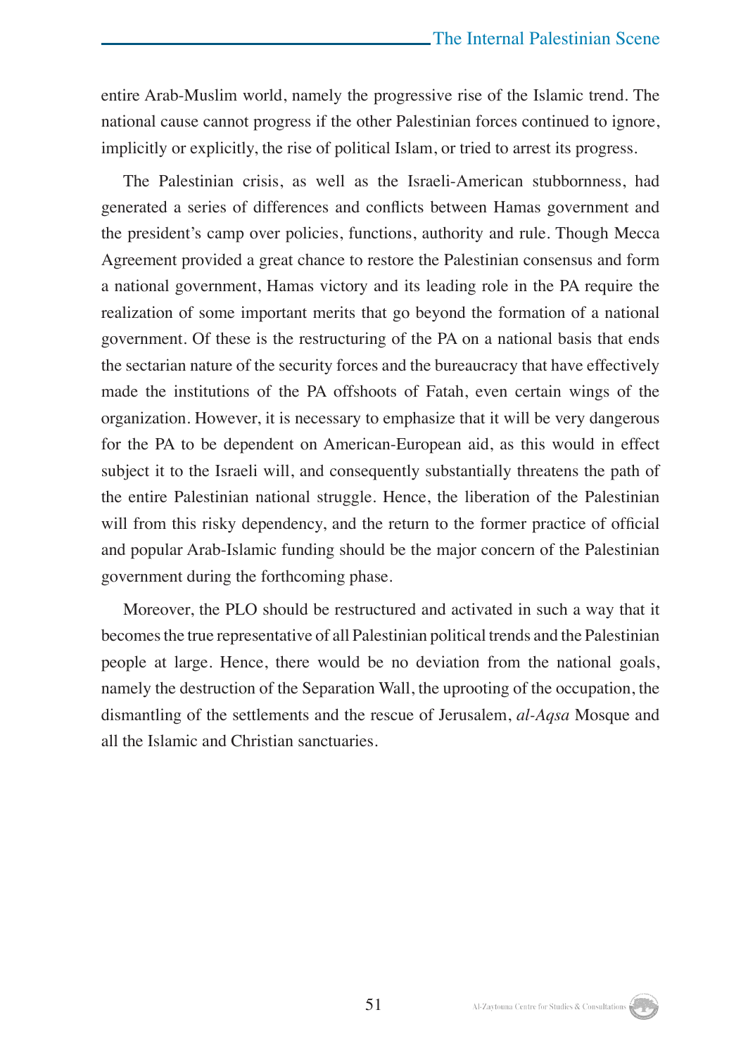entire Arab-Muslim world, namely the progressive rise of the Islamic trend. The national cause cannot progress if the other Palestinian forces continued to ignore, implicitly or explicitly, the rise of political Islam, or tried to arrest its progress.

The Palestinian crisis, as well as the Israeli-American stubbornness, had generated a series of differences and conflicts between Hamas government and the president's camp over policies, functions, authority and rule. Though Mecca Agreement provided a great chance to restore the Palestinian consensus and form a national government, Hamas victory and its leading role in the PA require the realization of some important merits that go beyond the formation of a national government. Of these is the restructuring of the PA on a national basis that ends the sectarian nature of the security forces and the bureaucracy that have effectively made the institutions of the PA offshoots of Fatah, even certain wings of the organization. However, it is necessary to emphasize that it will be very dangerous for the PA to be dependent on American-European aid, as this would in effect subject it to the Israeli will, and consequently substantially threatens the path of the entire Palestinian national struggle. Hence, the liberation of the Palestinian will from this risky dependency, and the return to the former practice of official and popular Arab-Islamic funding should be the major concern of the Palestinian government during the forthcoming phase.

Moreover, the PLO should be restructured and activated in such a way that it becomes the true representative of all Palestinian political trends and the Palestinian people at large. Hence, there would be no deviation from the national goals, namely the destruction of the Separation Wall, the uprooting of the occupation, the dismantling of the settlements and the rescue of Jerusalem, *al-Aqsa* Mosque and all the Islamic and Christian sanctuaries.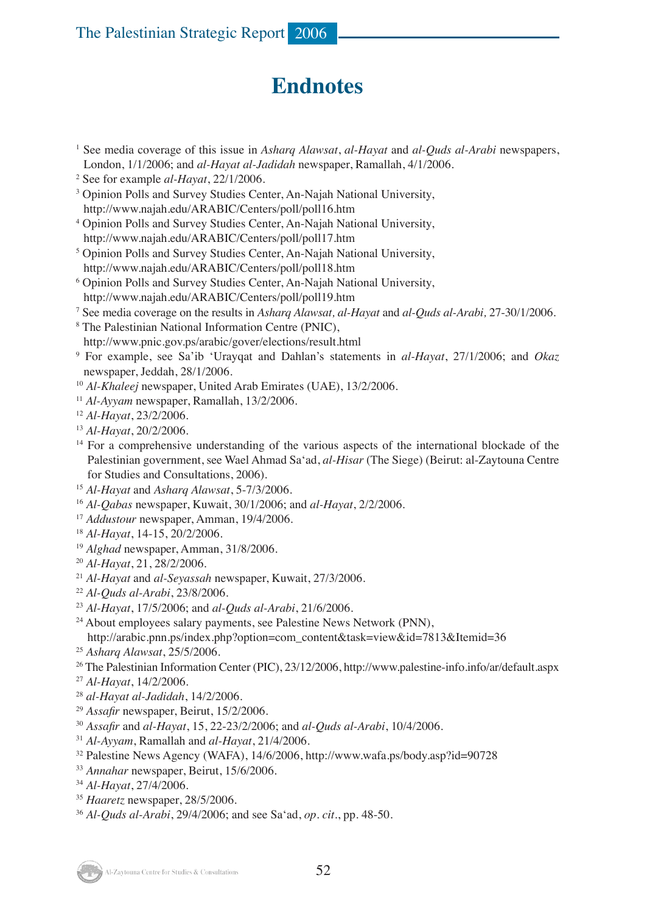# Endnotes

[1] See media coverage of this issue in *Asharq Alawsat*, *al-Hayat* and *al-Quds al-Arabi* newspapers, London, 1/1/2006; and *al-Hayat al-Jadidah* newspaper, Ramallah, 4/1/2006.

[2] See for example *al-Hayat*, 22/1/2006.

[3] Opinion Polls and Survey Studies Center, An-Najah National University, http://www.najah.edu/ARABIC/Centers/poll/poll16.htm

[4] Opinion Polls and Survey Studies Center, An-Najah National University, http://www.najah.edu/ARABIC/Centers/poll/poll17.htm

[5] Opinion Polls and Survey Studies Center, An-Najah National University, http://www.najah.edu/ARABIC/Centers/poll/poll18.htm

[6] Opinion Polls and Survey Studies Center, An-Najah National University, http://www.najah.edu/ARABIC/Centers/poll/poll19.htm

[7] See media coverage on the results in *Asharq Alawsat, al-Hayat* and *al-Quds al-Arabi,* 27-30/1/2006.

[8] The Palestinian National Information Centre (PNIC), http://www.pnic.gov.ps/arabic/gover/elections/result.html

[9] For example, see Sa'ib 'Urayqat and Dahlan's statements in *al-Hayat*, 27/1/2006; and *Okaz* newspaper, Jeddah, 28/1/2006.

[10] *Al-Khaleej* newspaper, United Arab Emirates (UAE), 13/2/2006.

[11] *Al-Ayyam* newspaper, Ramallah, 13/2/2006.

[12] *Al-Hayat*, 23/2/2006.

[13] *Al-Hayat*, 20/2/2006.

[14] For a comprehensive understanding of the various aspects of the international blockade of the Palestinian government, see Wael Ahmad Sa'ad, *al-Hisar* (The Siege) (Beirut: al-Zaytouna Centre for Studies and Consultations, 2006).

[15] *Al-Hayat* and *Asharq Alawsat*, 5-7/3/2006.

[16] *Al-Qabas* newspaper, Kuwait, 30/1/2006; and *al-Hayat*, 2/2/2006.

[17] *Addustour* newspaper, Amman, 19/4/2006.

[18] *Al-Hayat*, 14-15, 20/2/2006.

[19] *Alghad* newspaper, Amman, 31/8/2006.

[20] *Al-Hayat*, 21, 28/2/2006.

[21] *Al-Hayat* and *al-Seyassah* newspaper, Kuwait, 27/3/2006.

[22] *Al-Quds al-Arabi*, 23/8/2006.

[23] *Al-Hayat*, 17/5/2006; and *al-Quds al-Arabi*, 21/6/2006.

[24] About employees salary payments, see Palestine News Network (PNN), http://arabic.pnn.ps/index.php?option=com_content&task=view&id=7813&Itemid=36

[25] *Asharq Alawsat*, 25/5/2006.

[26] The Palestinian Information Center (PIC), 23/12/2006, http://www.palestine-info.info/ar/default.aspx

[27] *Al-Hayat*, 14/2/2006.

[28] *al-Hayat al-Jadidah*, 14/2/2006.

[29] *Assafir* newspaper, Beirut, 15/2/2006.

[30] *Assafir* and *al-Hayat*, 15, 22-23/2/2006; and *al-Quds al-Arabi*, 10/4/2006.

[31] *Al-Ayyam*, Ramallah and *al-Hayat*, 21/4/2006.

[32] Palestine News Agency (WAFA), 14/6/2006, http://www.wafa.ps/body.asp?id=90728

[33] *Annahar* newspaper, Beirut, 15/6/2006.

[34] *Al-Hayat*, 27/4/2006.

[35] *Haaretz* newspaper, 28/5/2006.

[36] *Al-Quds al-Arabi*, 29/4/2006; and see Sa'ad, *op. cit*., pp. 48-50.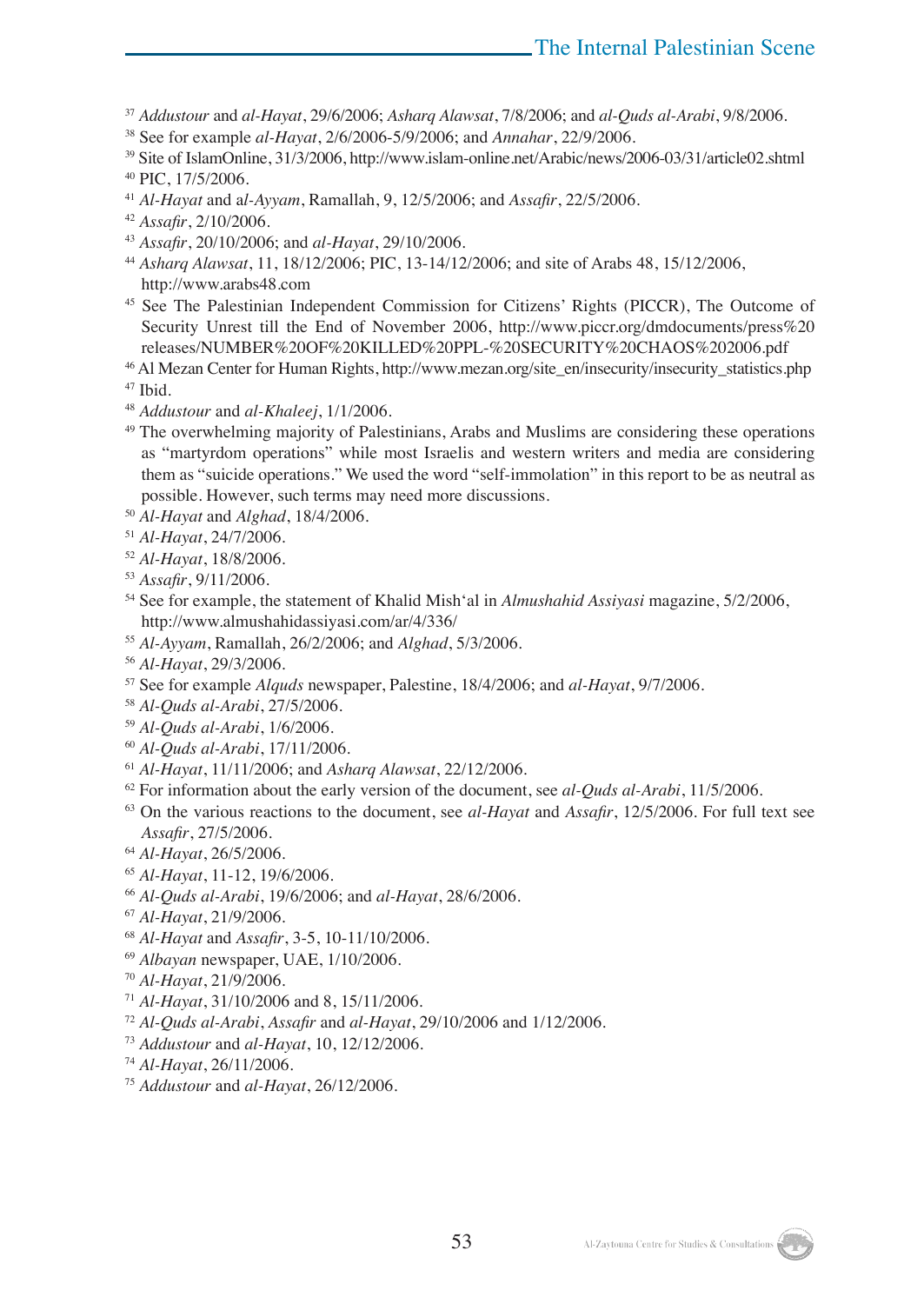[37] *Addustour* and *al-Hayat*, 29/6/2006; *Asharq Alawsat*, 7/8/2006; and *al-Quds al-Arabi*, 9/8/2006.

[38] See for example *al-Hayat*, 2/6/2006-5/9/2006; and *Annahar*, 22/9/2006.

[39] Site of IslamOnline, 31/3/2006, http://www.islam-online.net/Arabic/news/2006-03/31/article02.shtml

[40] PIC, 17/5/2006.

[41] *Al-Hayat* and al-*Ayyam*, Ramallah, 9, 12/5/2006; and *Assafir*, 22/5/2006.

[42] *Assafir*, 2/10/2006.

[43] *Assafir*, 20/10/2006; and *al-Hayat*, 29/10/2006.

[44] *Asharq Alawsat*, 11, 18/12/2006; PIC, 13-14/12/2006; and site of Arabs 48, 15/12/2006, http://www.arabs48.com

[45] See The Palestinian Independent Commission for Citizens' Rights (PICCR), The Outcome of Security Unrest till the End of November 2006, http://www.piccr.org/dmdocuments/press%20releases/NUMBER%20OF%20KILLED%20PPL-%20SECURITY%20CHAOS%202006.pdf

[46] Al Mezan Center for Human Rights, http://www.mezan.org/site_en/insecurity/insecurity_statistics.php

[47] Ibid.

[48] *Addustour* and *al-Khaleej*, 1/1/2006.

[49] The overwhelming majority of Palestinians, Arabs and Muslims are considering these operations as "martyrdom operations" while most Israelis and western writers and media are considering them as "suicide operations." We used the word "self-immolation" in this report to be as neutral as possible. However, such terms may need more discussions.

[50] *Al-Hayat* and *Alghad*, 18/4/2006.

[51] *Al-Hayat*, 24/7/2006.

[52] *Al-Hayat*, 18/8/2006.

[53] *Assafir*, 9/11/2006.

[54] See for example, the statement of Khalid Mish'al in *Almushahid Assiyasi* magazine, 5/2/2006, http://www.almushahidassiyasi.com/ar/4/336/

[55] *Al-Ayyam*, Ramallah, 26/2/2006; and *Alghad*, 5/3/2006.

[56] *Al-Hayat*, 29/3/2006.

[57] See for example *Alquds* newspaper, Palestine, 18/4/2006; and *al-Hayat*, 9/7/2006.

[58] *Al-Quds al-Arabi*, 27/5/2006.

[59] *Al-Quds al-Arabi*, 1/6/2006.

[60] *Al-Quds al-Arabi*, 17/11/2006.

[61] *Al-Hayat*, 11/11/2006; and *Asharq Alawsat*, 22/12/2006.

[62] For information about the early version of the document, see *al-Quds al-Arabi*, 11/5/2006.

[63] On the various reactions to the document, see *al-Hayat* and *Assafir*, 12/5/2006. For full text see *Assafir*, 27/5/2006.

[64] *Al-Hayat*, 26/5/2006.

[65] *Al-Hayat*, 11-12, 19/6/2006.

[66] *Al-Quds al-Arabi*, 19/6/2006; and *al-Hayat*, 28/6/2006.

[67] *Al-Hayat*, 21/9/2006.

[68] *Al-Hayat* and *Assafir*, 3-5, 10-11/10/2006.

[69] *Albayan* newspaper, UAE, 1/10/2006.

[70] *Al-Hayat*, 21/9/2006.

[71] *Al-Hayat*, 31/10/2006 and 8, 15/11/2006.

[72] *Al-Quds al-Arabi*, *Assafir* and *al-Hayat*, 29/10/2006 and 1/12/2006.

[73] *Addustour* and *al-Hayat*, 10, 12/12/2006.

[74] *Al-Hayat*, 26/11/2006.

[75] *Addustour* and *al-Hayat*, 26/12/2006.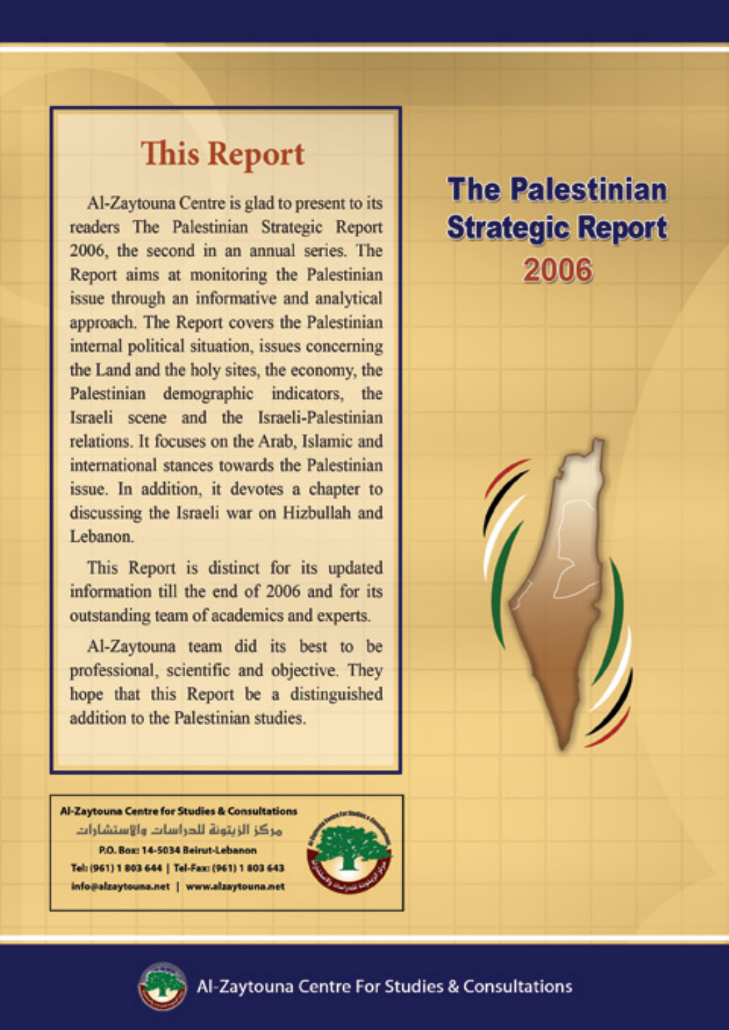# This Report

Al-Zaytouna Centre is glad to present to its readers The Palestinian Strategic Report 2006, the second in an annual series. The Report aims at monitoring the Palestinian issue through an informative and analytical approach. The Report covers the Palestinian internal political situation, issues concerning the Land and the holy sites, the economy, the Palestinian demographic indicators, the Israeli scene and the Israeli-Palestinian relations. It focuses on the Arab, Islamic and international stances towards the Palestinian issue. In addition, it devotes a chapter to discussing the Israeli war on Hizbullah and Lebanon.

This Report is distinct for its updated information till the end of 2006 and for its outstanding team of academics and experts.

Al-Zaytouna team did its best to be professional, scientific and objective. They hope that this Report be a distinguished addition to the Palestinian studies.

# The Palestinian Strategic Report 2006

**Al-Zaytouna Centre for Studies & Consultations**

مركز الزيتونة للدراسات والإستشارات

P.O. Box: 14-5034 Beirut-Lebanon

Tel: (961) 1 803 644 | Tel-Fax: (961) 1 803 643

info@alzaytouna.net | www.alzaytouna.net

Al-Zaytouna Centre For Studies & Consultations